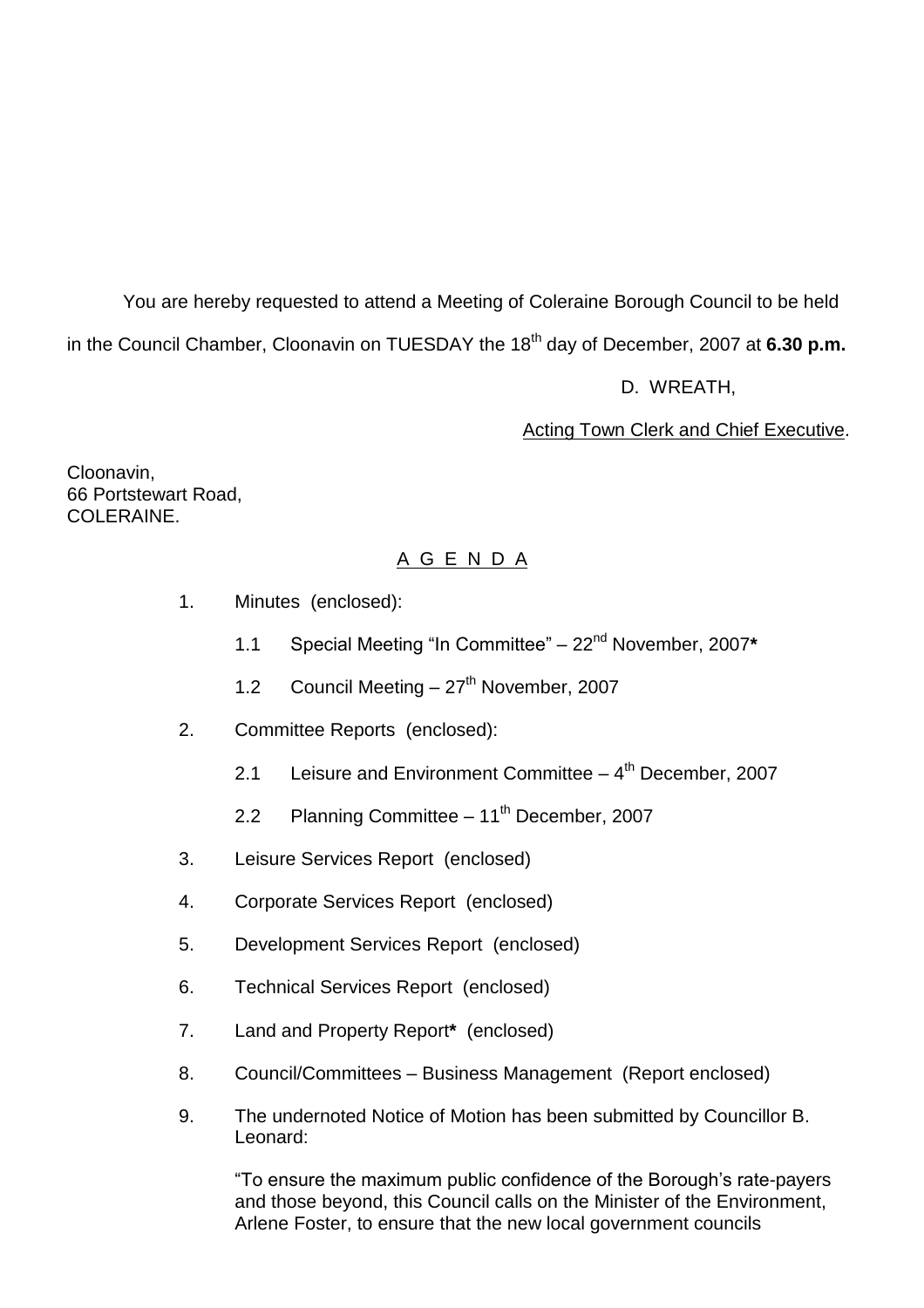You are hereby requested to attend a Meeting of Coleraine Borough Council to be held in the Council Chamber, Cloonavin on TUESDAY the 18th day of December, 2007 at **6.30 p.m.**

D. WREATH,

Acting Town Clerk and Chief Executive.

Cloonavin,
66 Portstewart Road,
COLERAINE.

## A G E N D A

1. Minutes (enclosed):

   1.1 Special Meeting "In Committee" – 22nd November, 2007**\***

   1.2 Council Meeting – 27th November, 2007

2. Committee Reports (enclosed):

   2.1 Leisure and Environment Committee – 4th December, 2007

   2.2 Planning Committee – 11th December, 2007

3. Leisure Services Report (enclosed)

4. Corporate Services Report (enclosed)

5. Development Services Report (enclosed)

6. Technical Services Report (enclosed)

7. Land and Property Report**\*** (enclosed)

8. Council/Committees – Business Management (Report enclosed)

9. The undernoted Notice of Motion has been submitted by Councillor B. Leonard:

   "To ensure the maximum public confidence of the Borough's rate-payers and those beyond, this Council calls on the Minister of the Environment, Arlene Foster, to ensure that the new local government councils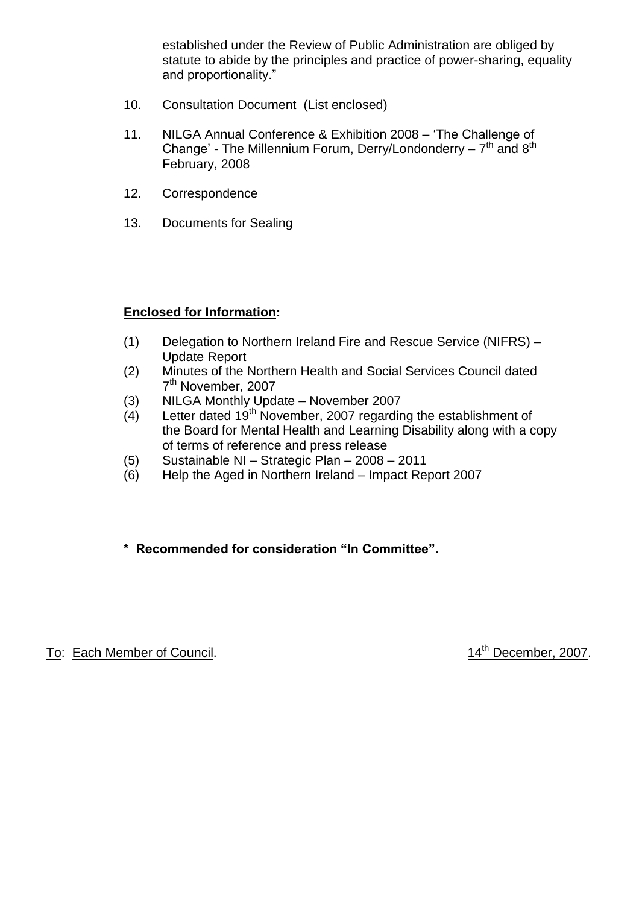established under the Review of Public Administration are obliged by statute to abide by the principles and practice of power-sharing, equality and proportionality."

10. Consultation Document (List enclosed)

11. NILGA Annual Conference & Exhibition 2008 – 'The Challenge of Change' - The Millennium Forum, Derry/Londonderry – 7th and 8th February, 2008

12. Correspondence

13. Documents for Sealing

**Enclosed for Information:**

(1) Delegation to Northern Ireland Fire and Rescue Service (NIFRS) – Update Report
(2) Minutes of the Northern Health and Social Services Council dated 7th November, 2007
(3) NILGA Monthly Update – November 2007
(4) Letter dated 19th November, 2007 regarding the establishment of the Board for Mental Health and Learning Disability along with a copy of terms of reference and press release
(5) Sustainable NI – Strategic Plan – 2008 – 2011
(6) Help the Aged in Northern Ireland – Impact Report 2007

**\* Recommended for consideration "In Committee".**

To: Each Member of Council. 14th December, 2007.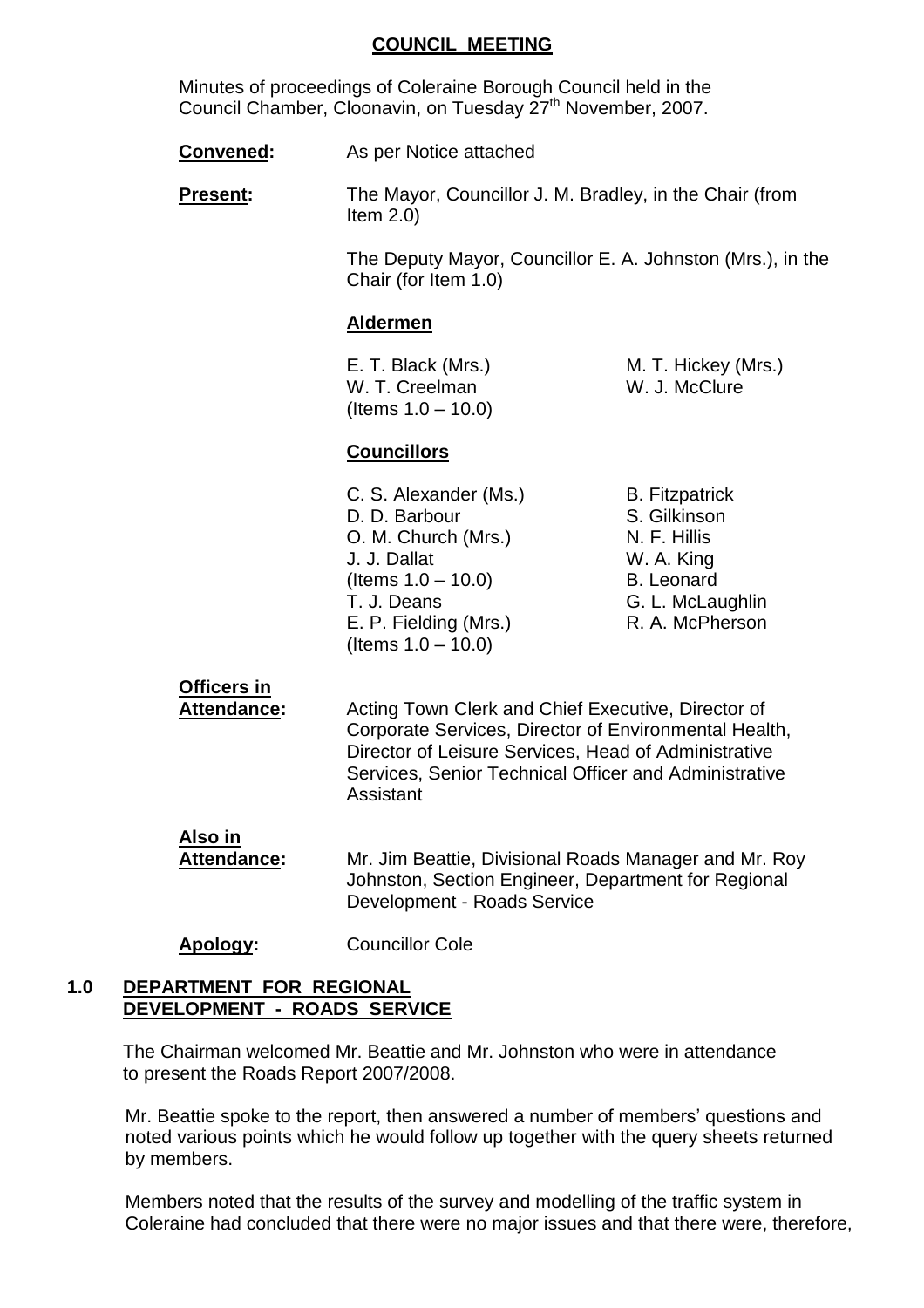## COUNCIL MEETING

Minutes of proceedings of Coleraine Borough Council held in the Council Chamber, Cloonavin, on Tuesday 27th November, 2007.

**Convened:** As per Notice attached

**Present:** The Mayor, Councillor J. M. Bradley, in the Chair (from Item 2.0)

The Deputy Mayor, Councillor E. A. Johnston (Mrs.), in the Chair (for Item 1.0)

**Aldermen**

E. T. Black (Mrs.)
W. T. Creelman (Items 1.0 – 10.0)
M. T. Hickey (Mrs.)
W. J. McClure

**Councillors**

C. S. Alexander (Ms.)
D. D. Barbour
O. M. Church (Mrs.)
J. J. Dallat (Items 1.0 – 10.0)
T. J. Deans
E. P. Fielding (Mrs.) (Items 1.0 – 10.0)
B. Fitzpatrick
S. Gilkinson
N. F. Hillis
W. A. King
B. Leonard
G. L. McLaughlin
R. A. McPherson

**Officers in Attendance:** Acting Town Clerk and Chief Executive, Director of Corporate Services, Director of Environmental Health, Director of Leisure Services, Head of Administrative Services, Senior Technical Officer and Administrative Assistant

**Also in Attendance:** Mr. Jim Beattie, Divisional Roads Manager and Mr. Roy Johnston, Section Engineer, Department for Regional Development - Roads Service

**Apology:** Councillor Cole

### 1.0 DEPARTMENT FOR REGIONAL DEVELOPMENT - ROADS SERVICE

The Chairman welcomed Mr. Beattie and Mr. Johnston who were in attendance to present the Roads Report 2007/2008.

Mr. Beattie spoke to the report, then answered a number of members' questions and noted various points which he would follow up together with the query sheets returned by members.

Members noted that the results of the survey and modelling of the traffic system in Coleraine had concluded that there were no major issues and that there were, therefore,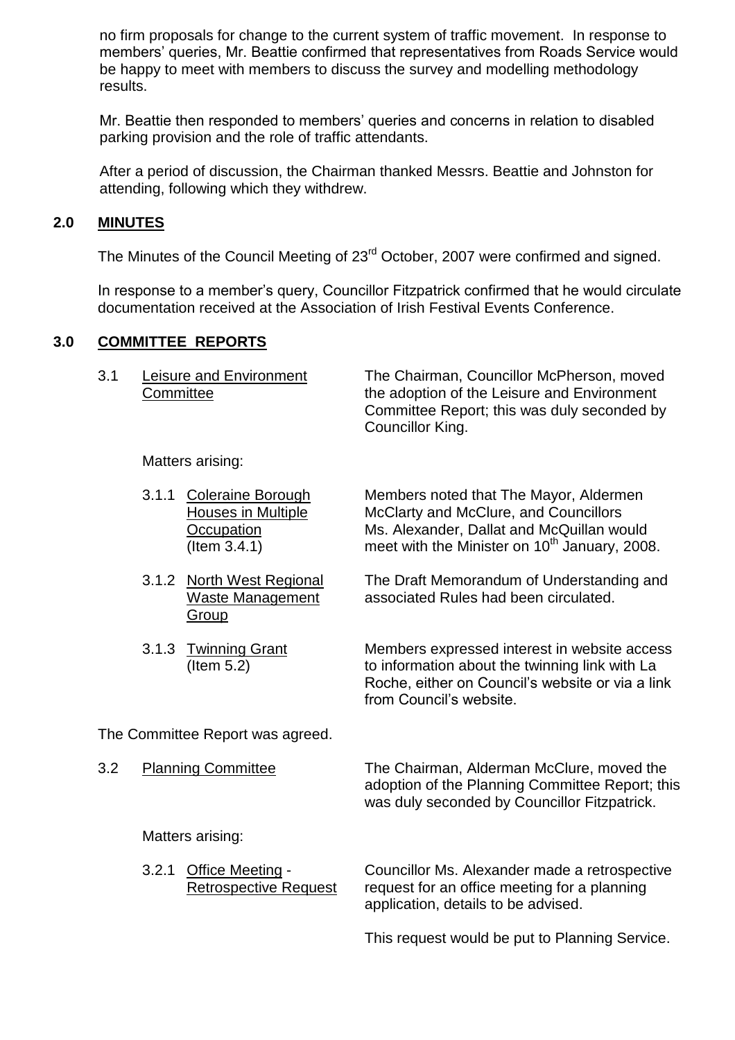no firm proposals for change to the current system of traffic movement. In response to members' queries, Mr. Beattie confirmed that representatives from Roads Service would be happy to meet with members to discuss the survey and modelling methodology results.

Mr. Beattie then responded to members' queries and concerns in relation to disabled parking provision and the role of traffic attendants.

After a period of discussion, the Chairman thanked Messrs. Beattie and Johnston for attending, following which they withdrew.

## 2.0 MINUTES

The Minutes of the Council Meeting of 23rd October, 2007 were confirmed and signed.

In response to a member's query, Councillor Fitzpatrick confirmed that he would circulate documentation received at the Association of Irish Festival Events Conference.

## 3.0 COMMITTEE REPORTS

3.1 Leisure and Environment Committee

The Chairman, Councillor McPherson, moved the adoption of the Leisure and Environment Committee Report; this was duly seconded by Councillor King.

Matters arising:

3.1.1 Coleraine Borough Houses in Multiple Occupation (Item 3.4.1)

Members noted that The Mayor, Aldermen McClarty and McClure, and Councillors Ms. Alexander, Dallat and McQuillan would meet with the Minister on 10th January, 2008.

3.1.2 North West Regional Waste Management Group

The Draft Memorandum of Understanding and associated Rules had been circulated.

3.1.3 Twinning Grant (Item 5.2)

Members expressed interest in website access to information about the twinning link with La Roche, either on Council's website or via a link from Council's website.

The Committee Report was agreed.

3.2 Planning Committee

The Chairman, Alderman McClure, moved the adoption of the Planning Committee Report; this was duly seconded by Councillor Fitzpatrick.

Matters arising:

3.2.1 Office Meeting - Retrospective Request

Councillor Ms. Alexander made a retrospective request for an office meeting for a planning application, details to be advised.

This request would be put to Planning Service.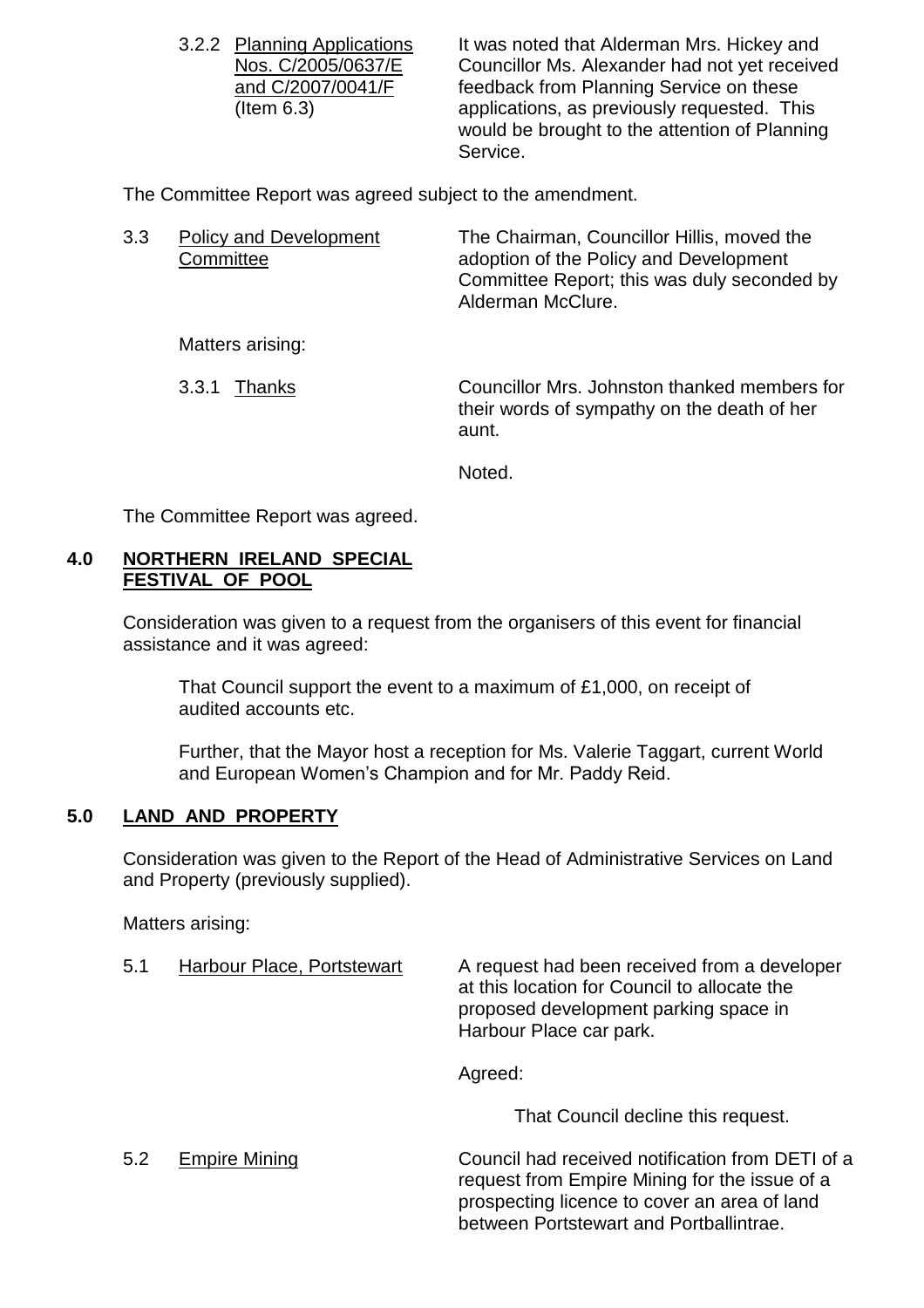3.2.2 Planning Applications Nos. C/2005/0637/E and C/2007/0041/F (Item 6.3)

It was noted that Alderman Mrs. Hickey and Councillor Ms. Alexander had not yet received feedback from Planning Service on these applications, as previously requested. This would be brought to the attention of Planning Service.

The Committee Report was agreed subject to the amendment.

3.3 Policy and Development Committee

The Chairman, Councillor Hillis, moved the adoption of the Policy and Development Committee Report; this was duly seconded by Alderman McClure.

Matters arising:

3.3.1 Thanks

Councillor Mrs. Johnston thanked members for their words of sympathy on the death of her aunt.

Noted.

The Committee Report was agreed.

## 4.0 NORTHERN IRELAND SPECIAL FESTIVAL OF POOL

Consideration was given to a request from the organisers of this event for financial assistance and it was agreed:

> That Council support the event to a maximum of £1,000, on receipt of audited accounts etc.
>
> Further, that the Mayor host a reception for Ms. Valerie Taggart, current World and European Women's Champion and for Mr. Paddy Reid.

## 5.0 LAND AND PROPERTY

Consideration was given to the Report of the Head of Administrative Services on Land and Property (previously supplied).

Matters arising:

5.1 Harbour Place, Portstewart

A request had been received from a developer at this location for Council to allocate the proposed development parking space in Harbour Place car park.

Agreed:

> That Council decline this request.

5.2 Empire Mining

Council had received notification from DETI of a request from Empire Mining for the issue of a prospecting licence to cover an area of land between Portstewart and Portballintrae.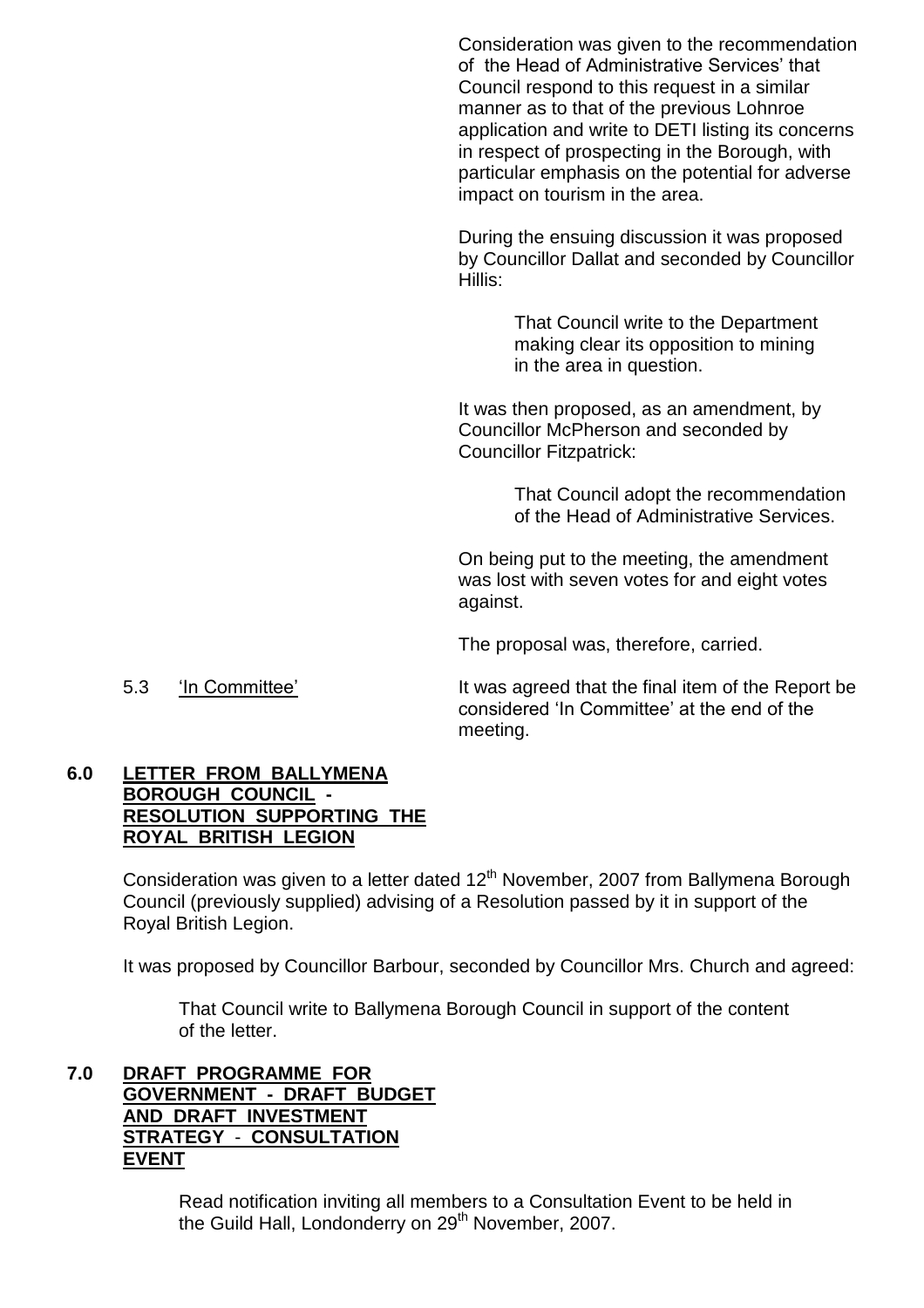Consideration was given to the recommendation of the Head of Administrative Services' that Council respond to this request in a similar manner as to that of the previous Lohnroe application and write to DETI listing its concerns in respect of prospecting in the Borough, with particular emphasis on the potential for adverse impact on tourism in the area.

During the ensuing discussion it was proposed by Councillor Dallat and seconded by Councillor Hillis:

> That Council write to the Department making clear its opposition to mining in the area in question.

It was then proposed, as an amendment, by Councillor McPherson and seconded by Councillor Fitzpatrick:

> That Council adopt the recommendation of the Head of Administrative Services.

On being put to the meeting, the amendment was lost with seven votes for and eight votes against.

The proposal was, therefore, carried.

5.3 'In Committee' — It was agreed that the final item of the Report be considered 'In Committee' at the end of the meeting.

## 6.0 LETTER FROM BALLYMENA BOROUGH COUNCIL - RESOLUTION SUPPORTING THE ROYAL BRITISH LEGION

Consideration was given to a letter dated 12th November, 2007 from Ballymena Borough Council (previously supplied) advising of a Resolution passed by it in support of the Royal British Legion.

It was proposed by Councillor Barbour, seconded by Councillor Mrs. Church and agreed:

> That Council write to Ballymena Borough Council in support of the content of the letter.

## 7.0 DRAFT PROGRAMME FOR GOVERNMENT - DRAFT BUDGET AND DRAFT INVESTMENT STRATEGY - CONSULTATION EVENT

Read notification inviting all members to a Consultation Event to be held in the Guild Hall, Londonderry on 29th November, 2007.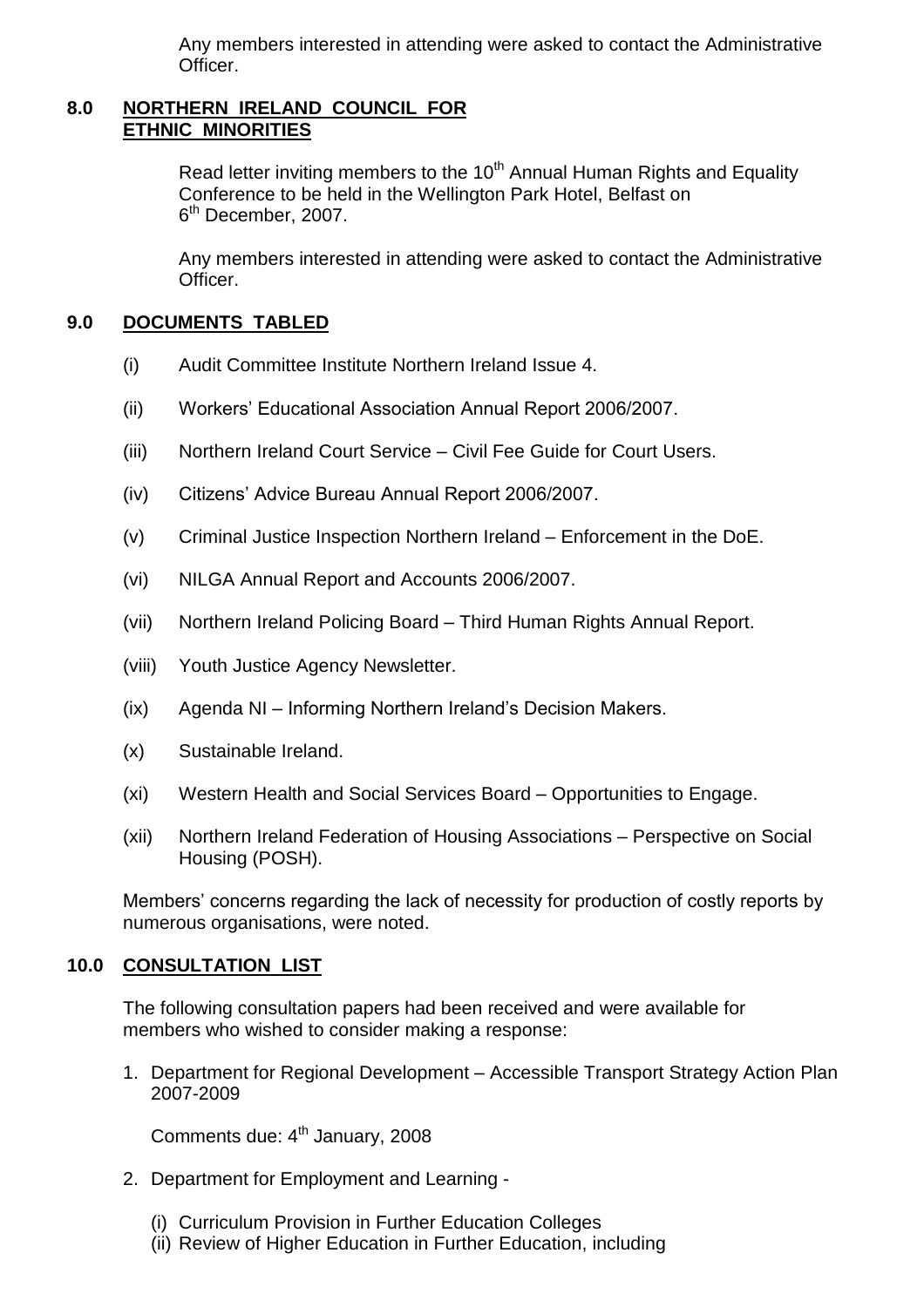Any members interested in attending were asked to contact the Administrative Officer.

## 8.0 NORTHERN IRELAND COUNCIL FOR ETHNIC MINORITIES

Read letter inviting members to the 10th Annual Human Rights and Equality Conference to be held in the Wellington Park Hotel, Belfast on 6th December, 2007.

Any members interested in attending were asked to contact the Administrative Officer.

## 9.0 DOCUMENTS TABLED

(i) Audit Committee Institute Northern Ireland Issue 4.

(ii) Workers' Educational Association Annual Report 2006/2007.

(iii) Northern Ireland Court Service – Civil Fee Guide for Court Users.

(iv) Citizens' Advice Bureau Annual Report 2006/2007.

(v) Criminal Justice Inspection Northern Ireland – Enforcement in the DoE.

(vi) NILGA Annual Report and Accounts 2006/2007.

(vii) Northern Ireland Policing Board – Third Human Rights Annual Report.

(viii) Youth Justice Agency Newsletter.

(ix) Agenda NI – Informing Northern Ireland's Decision Makers.

(x) Sustainable Ireland.

(xi) Western Health and Social Services Board – Opportunities to Engage.

(xii) Northern Ireland Federation of Housing Associations – Perspective on Social Housing (POSH).

Members' concerns regarding the lack of necessity for production of costly reports by numerous organisations, were noted.

## 10.0 CONSULTATION LIST

The following consultation papers had been received and were available for members who wished to consider making a response:

1. Department for Regional Development – Accessible Transport Strategy Action Plan 2007-2009

   Comments due: 4th January, 2008

2. Department for Employment and Learning -

   (i) Curriculum Provision in Further Education Colleges
   (ii) Review of Higher Education in Further Education, including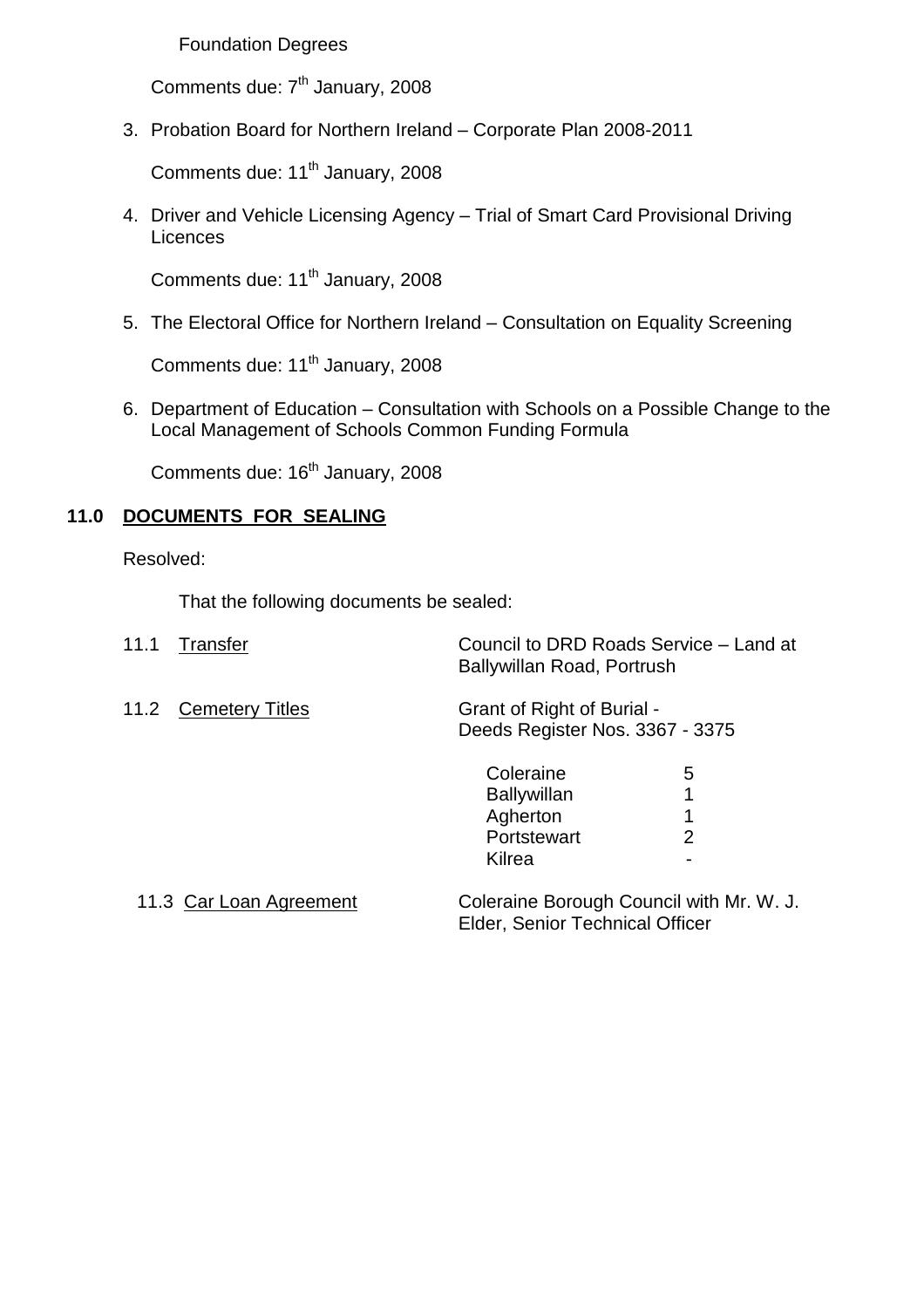Foundation Degrees

Comments due: 7th January, 2008

3. Probation Board for Northern Ireland – Corporate Plan 2008-2011

   Comments due: 11th January, 2008

4. Driver and Vehicle Licensing Agency – Trial of Smart Card Provisional Driving Licences

   Comments due: 11th January, 2008

5. The Electoral Office for Northern Ireland – Consultation on Equality Screening

   Comments due: 11th January, 2008

6. Department of Education – Consultation with Schools on a Possible Change to the Local Management of Schools Common Funding Formula

   Comments due: 16th January, 2008

## 11.0 DOCUMENTS FOR SEALING

Resolved:

That the following documents be sealed:

11.1 Transfer — Council to DRD Roads Service – Land at Ballywillan Road, Portrush

11.2 Cemetery Titles — Grant of Right of Burial - Deeds Register Nos. 3367 - 3375

| | |
|---|---|
| Coleraine | 5 |
| Ballywillan | 1 |
| Agherton | 1 |
| Portstewart | 2 |
| Kilrea | - |

11.3 Car Loan Agreement — Coleraine Borough Council with Mr. W. J. Elder, Senior Technical Officer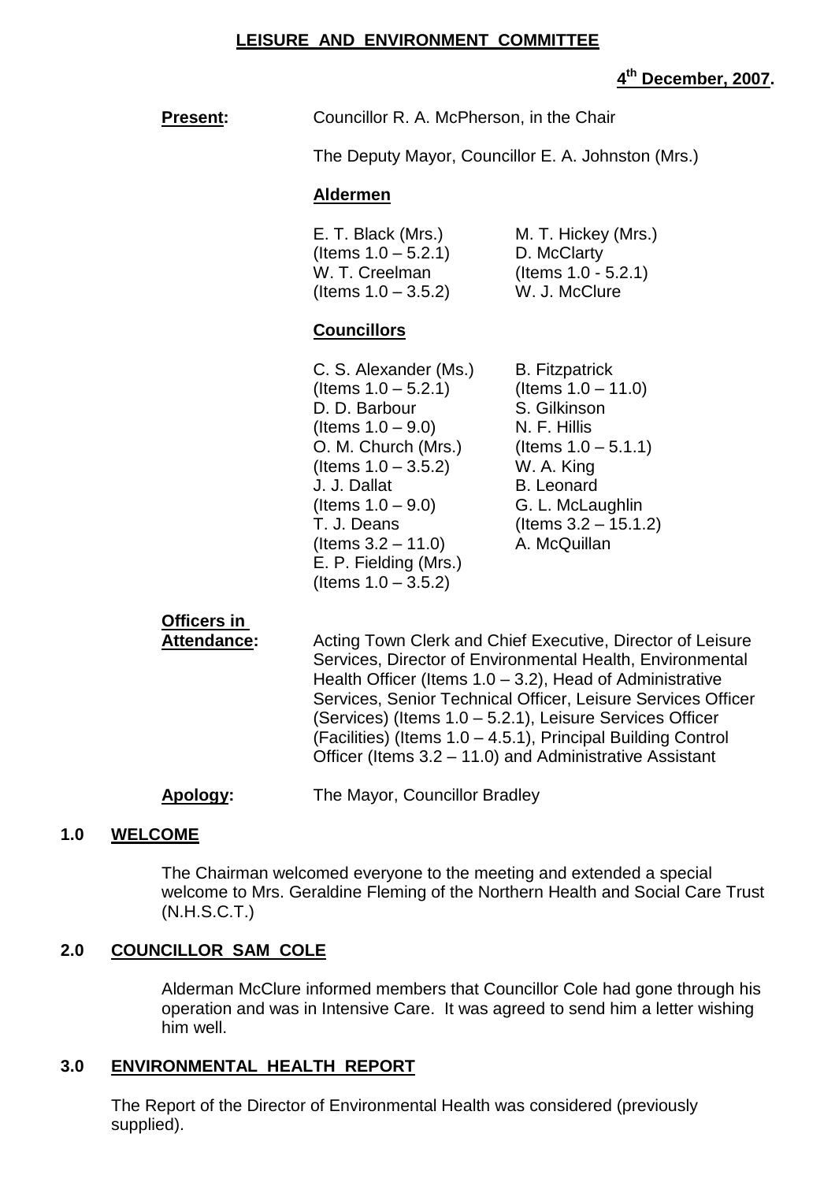**LEISURE AND ENVIRONMENT COMMITTEE**

**4th December, 2007.**

**Present:** Councillor R. A. McPherson, in the Chair

The Deputy Mayor, Councillor E. A. Johnston (Mrs.)

**Aldermen**

E. T. Black (Mrs.) (Items 1.0 – 5.2.1)
W. T. Creelman (Items 1.0 – 3.5.2)
M. T. Hickey (Mrs.)
D. McClarty (Items 1.0 - 5.2.1)
W. J. McClure

**Councillors**

C. S. Alexander (Ms.) (Items 1.0 – 5.2.1)
D. D. Barbour (Items 1.0 – 9.0)
O. M. Church (Mrs.) (Items 1.0 – 3.5.2)
J. J. Dallat (Items 1.0 – 9.0)
T. J. Deans (Items 3.2 – 11.0)
E. P. Fielding (Mrs.) (Items 1.0 – 3.5.2)
B. Fitzpatrick (Items 1.0 – 11.0)
S. Gilkinson
N. F. Hillis (Items 1.0 – 5.1.1)
W. A. King
B. Leonard
G. L. McLaughlin (Items 3.2 – 15.1.2)
A. McQuillan

**Officers in Attendance:** Acting Town Clerk and Chief Executive, Director of Leisure Services, Director of Environmental Health, Environmental Health Officer (Items 1.0 – 3.2), Head of Administrative Services, Senior Technical Officer, Leisure Services Officer (Services) (Items 1.0 – 5.2.1), Leisure Services Officer (Facilities) (Items 1.0 – 4.5.1), Principal Building Control Officer (Items 3.2 – 11.0) and Administrative Assistant

**Apology:** The Mayor, Councillor Bradley

## 1.0 WELCOME

The Chairman welcomed everyone to the meeting and extended a special welcome to Mrs. Geraldine Fleming of the Northern Health and Social Care Trust (N.H.S.C.T.)

## 2.0 COUNCILLOR SAM COLE

Alderman McClure informed members that Councillor Cole had gone through his operation and was in Intensive Care. It was agreed to send him a letter wishing him well.

## 3.0 ENVIRONMENTAL HEALTH REPORT

The Report of the Director of Environmental Health was considered (previously supplied).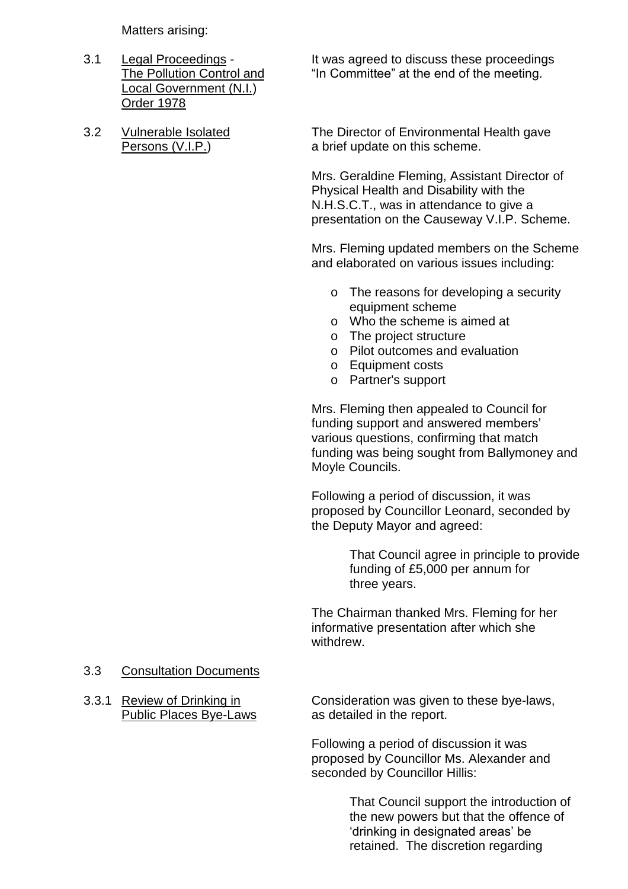Matters arising:

3.1 Legal Proceedings - The Pollution Control and Local Government (N.I.) Order 1978

It was agreed to discuss these proceedings "In Committee" at the end of the meeting.

3.2 Vulnerable Isolated Persons (V.I.P.)

The Director of Environmental Health gave a brief update on this scheme.

Mrs. Geraldine Fleming, Assistant Director of Physical Health and Disability with the N.H.S.C.T., was in attendance to give a presentation on the Causeway V.I.P. Scheme.

Mrs. Fleming updated members on the Scheme and elaborated on various issues including:

- The reasons for developing a security equipment scheme
- Who the scheme is aimed at
- The project structure
- Pilot outcomes and evaluation
- Equipment costs
- Partner's support

Mrs. Fleming then appealed to Council for funding support and answered members' various questions, confirming that match funding was being sought from Ballymoney and Moyle Councils.

Following a period of discussion, it was proposed by Councillor Leonard, seconded by the Deputy Mayor and agreed:

> That Council agree in principle to provide funding of £5,000 per annum for three years.

The Chairman thanked Mrs. Fleming for her informative presentation after which she withdrew.

3.3 Consultation Documents

3.3.1 Review of Drinking in Public Places Bye-Laws

Consideration was given to these bye-laws, as detailed in the report.

Following a period of discussion it was proposed by Councillor Ms. Alexander and seconded by Councillor Hillis:

> That Council support the introduction of the new powers but that the offence of 'drinking in designated areas' be retained. The discretion regarding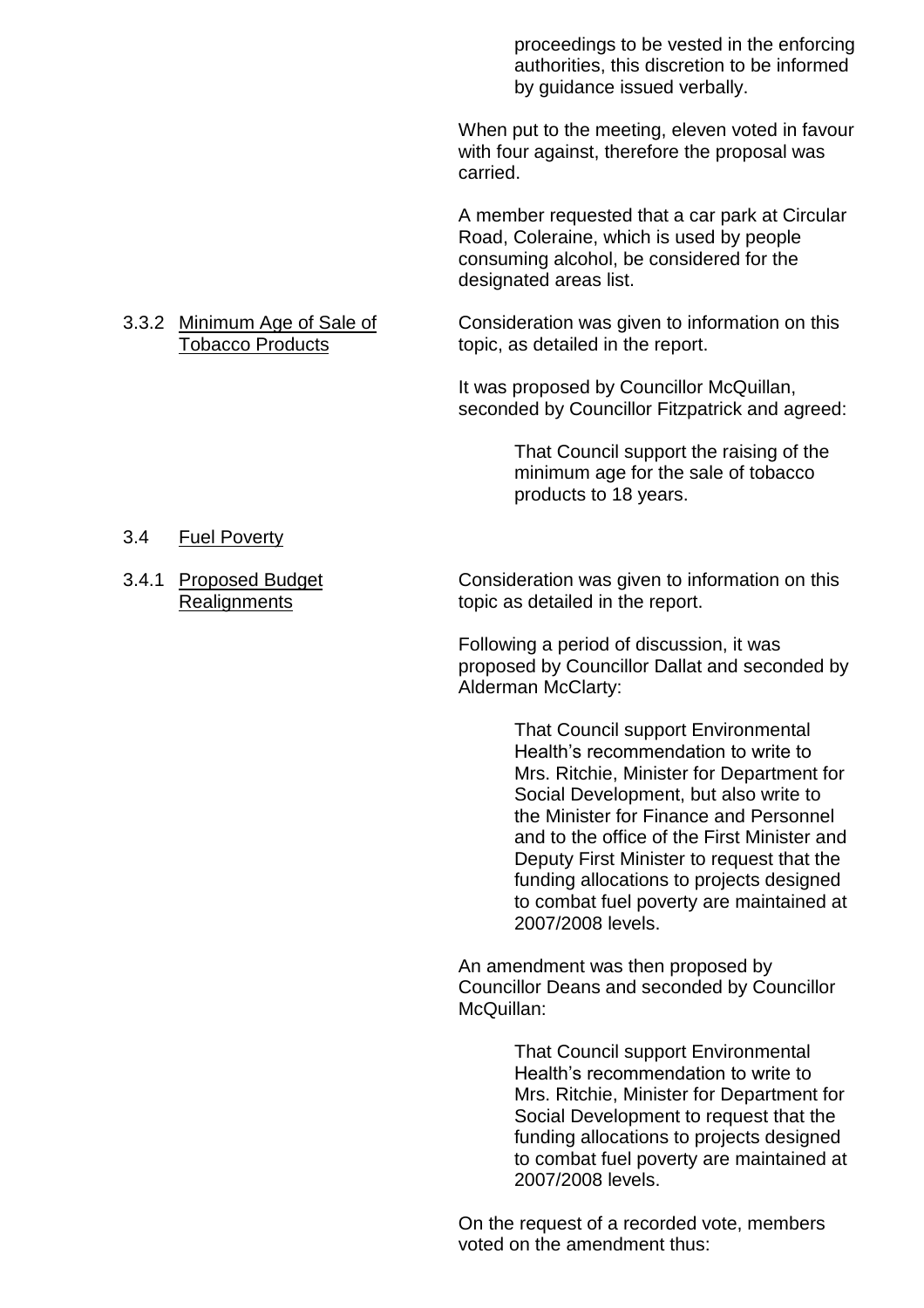proceedings to be vested in the enforcing authorities, this discretion to be informed by guidance issued verbally.

When put to the meeting, eleven voted in favour with four against, therefore the proposal was carried.

A member requested that a car park at Circular Road, Coleraine, which is used by people consuming alcohol, be considered for the designated areas list.

3.3.2 Minimum Age of Sale of Tobacco Products

Consideration was given to information on this topic, as detailed in the report.

It was proposed by Councillor McQuillan, seconded by Councillor Fitzpatrick and agreed:

> That Council support the raising of the minimum age for the sale of tobacco products to 18 years.

3.4 Fuel Poverty

3.4.1 Proposed Budget Realignments

Consideration was given to information on this topic as detailed in the report.

Following a period of discussion, it was proposed by Councillor Dallat and seconded by Alderman McClarty:

> That Council support Environmental Health's recommendation to write to Mrs. Ritchie, Minister for Department for Social Development, but also write to the Minister for Finance and Personnel and to the office of the First Minister and Deputy First Minister to request that the funding allocations to projects designed to combat fuel poverty are maintained at 2007/2008 levels.

An amendment was then proposed by Councillor Deans and seconded by Councillor McQuillan:

> That Council support Environmental Health's recommendation to write to Mrs. Ritchie, Minister for Department for Social Development to request that the funding allocations to projects designed to combat fuel poverty are maintained at 2007/2008 levels.

On the request of a recorded vote, members voted on the amendment thus: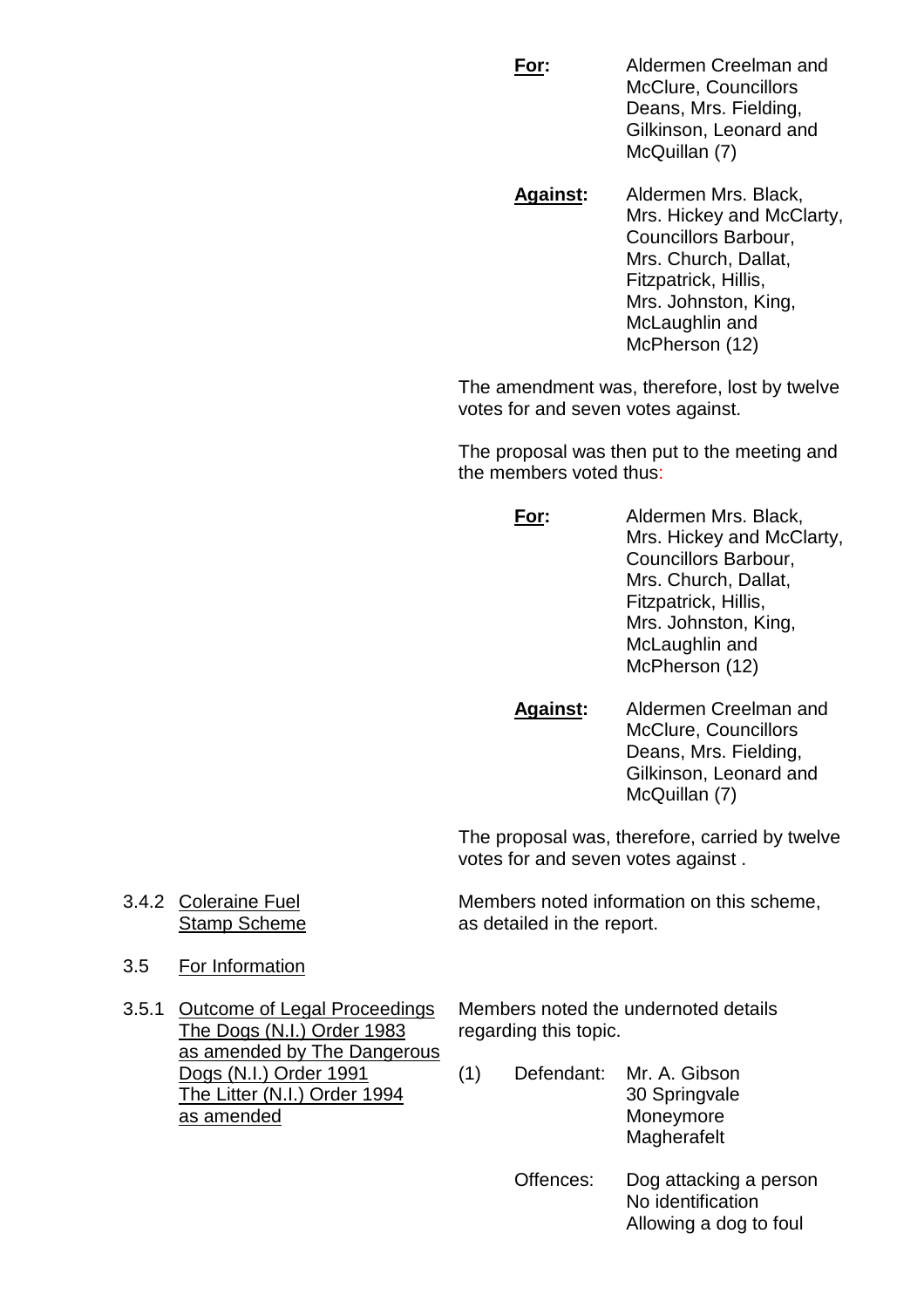**For:** Aldermen Creelman and McClure, Councillors Deans, Mrs. Fielding, Gilkinson, Leonard and McQuillan (7)

**Against:** Aldermen Mrs. Black, Mrs. Hickey and McClarty, Councillors Barbour, Mrs. Church, Dallat, Fitzpatrick, Hillis, Mrs. Johnston, King, McLaughlin and McPherson (12)

The amendment was, therefore, lost by twelve votes for and seven votes against.

The proposal was then put to the meeting and the members voted thus:

**For:** Aldermen Mrs. Black, Mrs. Hickey and McClarty, Councillors Barbour, Mrs. Church, Dallat, Fitzpatrick, Hillis, Mrs. Johnston, King, McLaughlin and McPherson (12)

**Against:** Aldermen Creelman and McClure, Councillors Deans, Mrs. Fielding, Gilkinson, Leonard and McQuillan (7)

The proposal was, therefore, carried by twelve votes for and seven votes against .

3.4.2 Coleraine Fuel Stamp Scheme

Members noted information on this scheme, as detailed in the report.

3.5 For Information

3.5.1 Outcome of Legal Proceedings The Dogs (N.I.) Order 1983 as amended by The Dangerous Dogs (N.I.) Order 1991 The Litter (N.I.) Order 1994 as amended

Members noted the undernoted details regarding this topic.

(1) Defendant: Mr. A. Gibson
30 Springvale
Moneymore
Magherafelt

Offences: Dog attacking a person
No identification
Allowing a dog to foul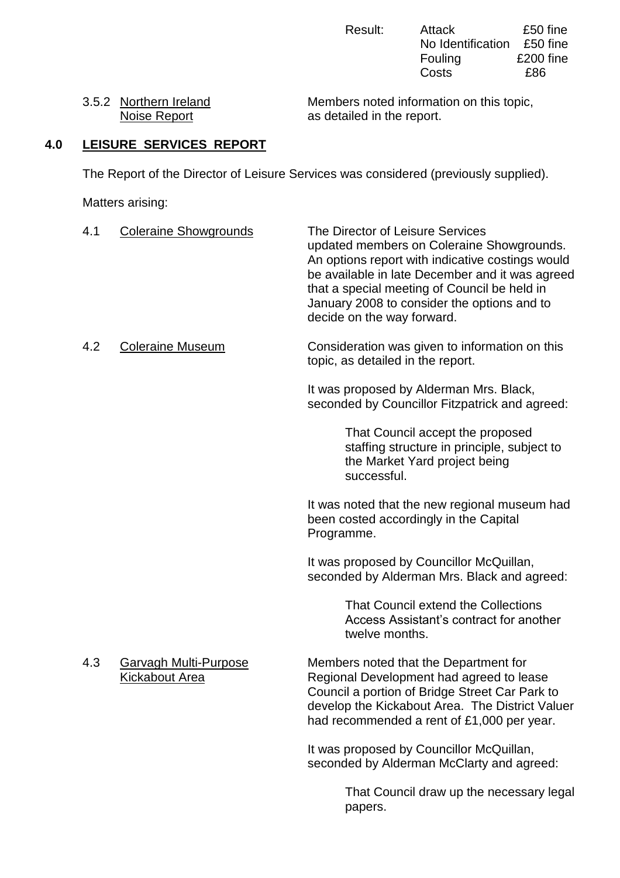| Result: | Attack | £50 fine |
|---|---|---|
| | No Identification | £50 fine |
| | Fouling | £200 fine |
| | Costs | £86 |

3.5.2 Northern Ireland Noise Report — Members noted information on this topic, as detailed in the report.

## 4.0 LEISURE SERVICES REPORT

The Report of the Director of Leisure Services was considered (previously supplied).

Matters arising:

4.1 Coleraine Showgrounds

The Director of Leisure Services updated members on Coleraine Showgrounds. An options report with indicative costings would be available in late December and it was agreed that a special meeting of Council be held in January 2008 to consider the options and to decide on the way forward.

4.2 Coleraine Museum

Consideration was given to information on this topic, as detailed in the report.

It was proposed by Alderman Mrs. Black, seconded by Councillor Fitzpatrick and agreed:

> That Council accept the proposed staffing structure in principle, subject to the Market Yard project being successful.

It was noted that the new regional museum had been costed accordingly in the Capital Programme.

It was proposed by Councillor McQuillan, seconded by Alderman Mrs. Black and agreed:

> That Council extend the Collections Access Assistant's contract for another twelve months.

4.3 Garvagh Multi-Purpose Kickabout Area

Members noted that the Department for Regional Development had agreed to lease Council a portion of Bridge Street Car Park to develop the Kickabout Area. The District Valuer had recommended a rent of £1,000 per year.

It was proposed by Councillor McQuillan, seconded by Alderman McClarty and agreed:

> That Council draw up the necessary legal papers.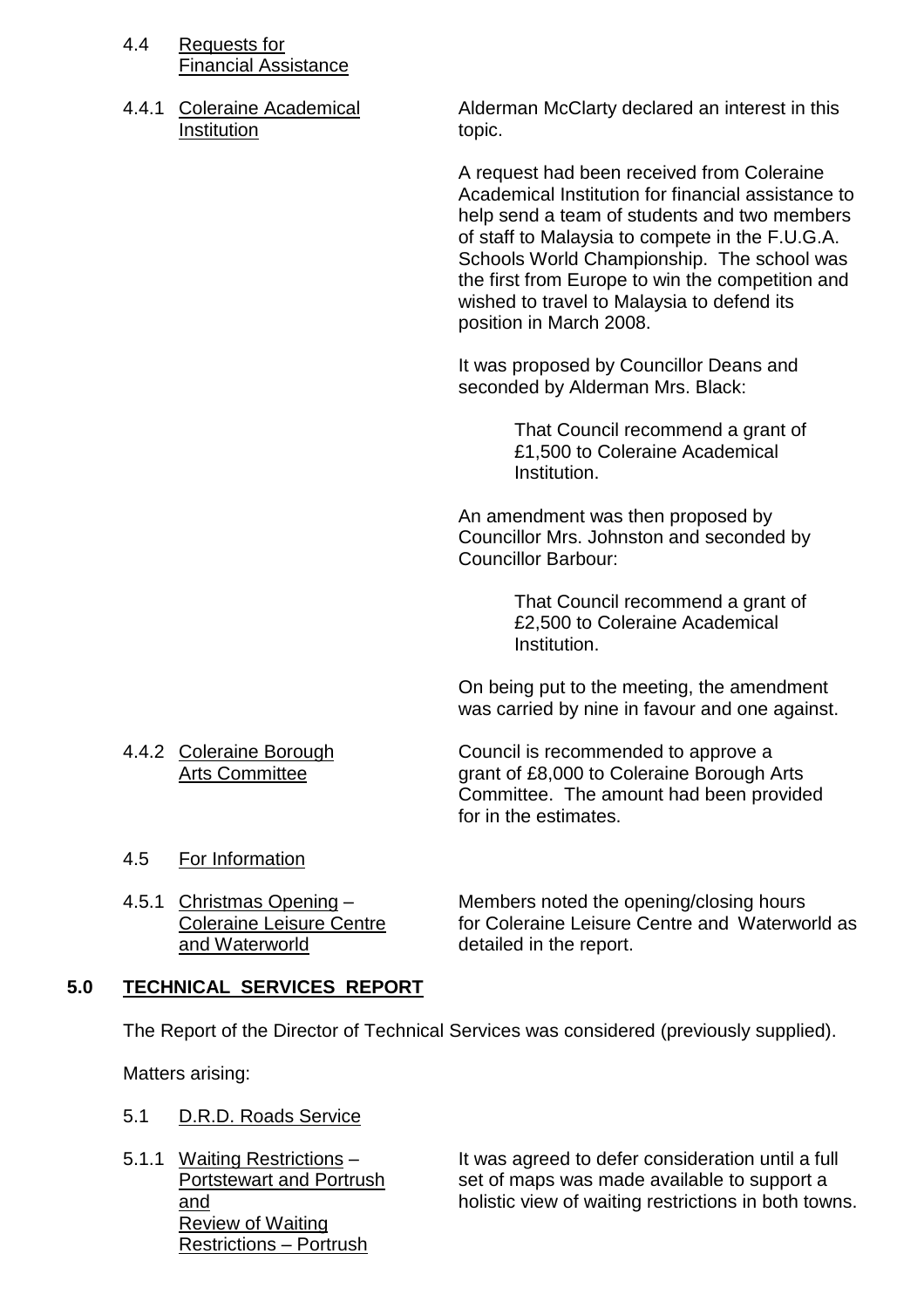4.4 Requests for Financial Assistance

4.4.1 Coleraine Academical Institution

Alderman McClarty declared an interest in this topic.

A request had been received from Coleraine Academical Institution for financial assistance to help send a team of students and two members of staff to Malaysia to compete in the F.U.G.A. Schools World Championship. The school was the first from Europe to win the competition and wished to travel to Malaysia to defend its position in March 2008.

It was proposed by Councillor Deans and seconded by Alderman Mrs. Black:

> That Council recommend a grant of £1,500 to Coleraine Academical Institution.

An amendment was then proposed by Councillor Mrs. Johnston and seconded by Councillor Barbour:

> That Council recommend a grant of £2,500 to Coleraine Academical Institution.

On being put to the meeting, the amendment was carried by nine in favour and one against.

4.4.2 Coleraine Borough Arts Committee

Council is recommended to approve a grant of £8,000 to Coleraine Borough Arts Committee. The amount had been provided for in the estimates.

4.5 For Information

4.5.1 Christmas Opening – Coleraine Leisure Centre and Waterworld

Members noted the opening/closing hours for Coleraine Leisure Centre and Waterworld as detailed in the report.

## 5.0 TECHNICAL SERVICES REPORT

The Report of the Director of Technical Services was considered (previously supplied).

Matters arising:

5.1 D.R.D. Roads Service

5.1.1 Waiting Restrictions – Portstewart and Portrush and Review of Waiting Restrictions – Portrush

It was agreed to defer consideration until a full set of maps was made available to support a holistic view of waiting restrictions in both towns.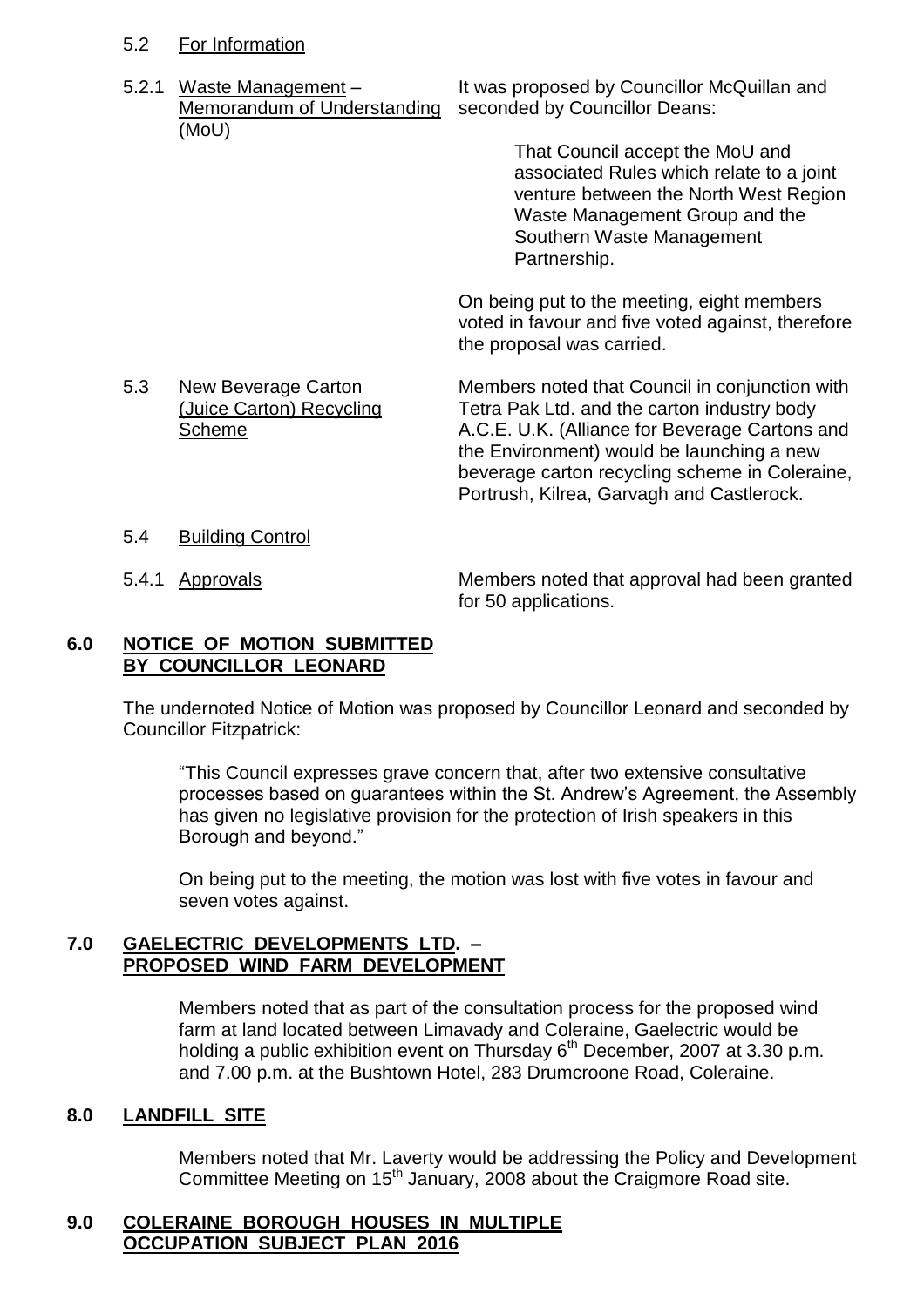5.2 For Information

5.2.1 Waste Management – Memorandum of Understanding (MoU)

It was proposed by Councillor McQuillan and seconded by Councillor Deans:

> That Council accept the MoU and associated Rules which relate to a joint venture between the North West Region Waste Management Group and the Southern Waste Management Partnership.

On being put to the meeting, eight members voted in favour and five voted against, therefore the proposal was carried.

5.3 New Beverage Carton (Juice Carton) Recycling Scheme

Members noted that Council in conjunction with Tetra Pak Ltd. and the carton industry body A.C.E. U.K. (Alliance for Beverage Cartons and the Environment) would be launching a new beverage carton recycling scheme in Coleraine, Portrush, Kilrea, Garvagh and Castlerock.

5.4 Building Control

5.4.1 Approvals

Members noted that approval had been granted for 50 applications.

## 6.0 NOTICE OF MOTION SUBMITTED BY COUNCILLOR LEONARD

The undernoted Notice of Motion was proposed by Councillor Leonard and seconded by Councillor Fitzpatrick:

> "This Council expresses grave concern that, after two extensive consultative processes based on guarantees within the St. Andrew's Agreement, the Assembly has given no legislative provision for the protection of Irish speakers in this Borough and beyond."

> On being put to the meeting, the motion was lost with five votes in favour and seven votes against.

## 7.0 GAELECTRIC DEVELOPMENTS LTD. – PROPOSED WIND FARM DEVELOPMENT

Members noted that as part of the consultation process for the proposed wind farm at land located between Limavady and Coleraine, Gaelectric would be holding a public exhibition event on Thursday 6th December, 2007 at 3.30 p.m. and 7.00 p.m. at the Bushtown Hotel, 283 Drumcroone Road, Coleraine.

## 8.0 LANDFILL SITE

Members noted that Mr. Laverty would be addressing the Policy and Development Committee Meeting on 15th January, 2008 about the Craigmore Road site.

## 9.0 COLERAINE BOROUGH HOUSES IN MULTIPLE OCCUPATION SUBJECT PLAN 2016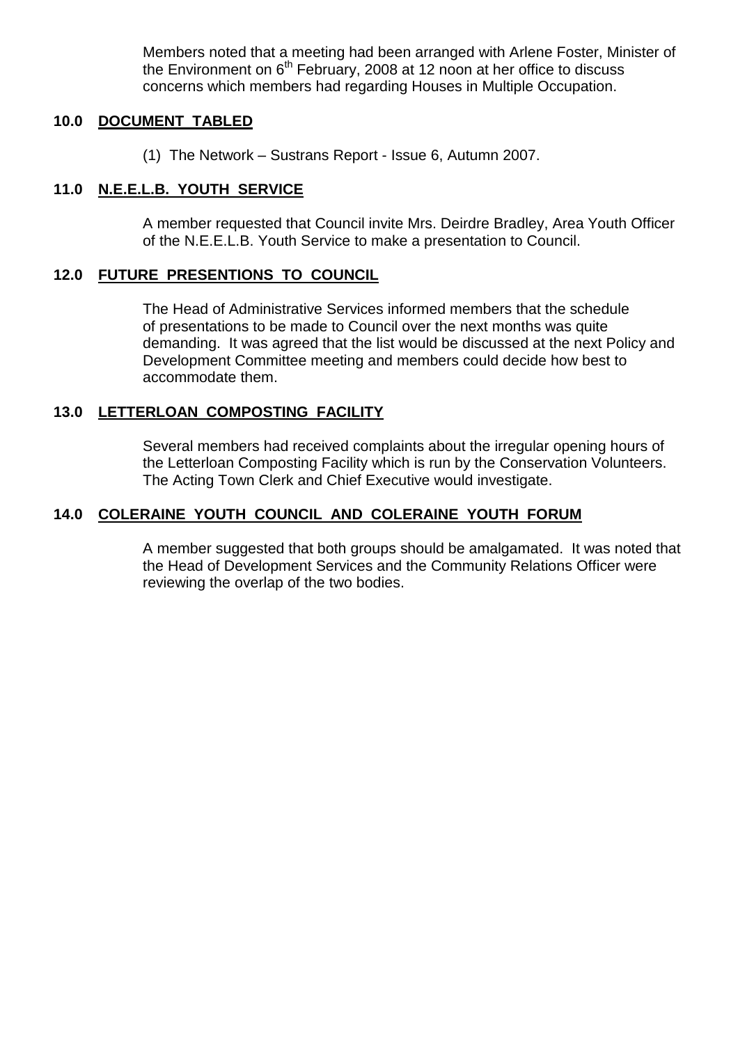Members noted that a meeting had been arranged with Arlene Foster, Minister of the Environment on 6th February, 2008 at 12 noon at her office to discuss concerns which members had regarding Houses in Multiple Occupation.

## 10.0 DOCUMENT TABLED

(1) The Network – Sustrans Report - Issue 6, Autumn 2007.

## 11.0 N.E.E.L.B. YOUTH SERVICE

A member requested that Council invite Mrs. Deirdre Bradley, Area Youth Officer of the N.E.E.L.B. Youth Service to make a presentation to Council.

## 12.0 FUTURE PRESENTIONS TO COUNCIL

The Head of Administrative Services informed members that the schedule of presentations to be made to Council over the next months was quite demanding. It was agreed that the list would be discussed at the next Policy and Development Committee meeting and members could decide how best to accommodate them.

## 13.0 LETTERLOAN COMPOSTING FACILITY

Several members had received complaints about the irregular opening hours of the Letterloan Composting Facility which is run by the Conservation Volunteers. The Acting Town Clerk and Chief Executive would investigate.

## 14.0 COLERAINE YOUTH COUNCIL AND COLERAINE YOUTH FORUM

A member suggested that both groups should be amalgamated. It was noted that the Head of Development Services and the Community Relations Officer were reviewing the overlap of the two bodies.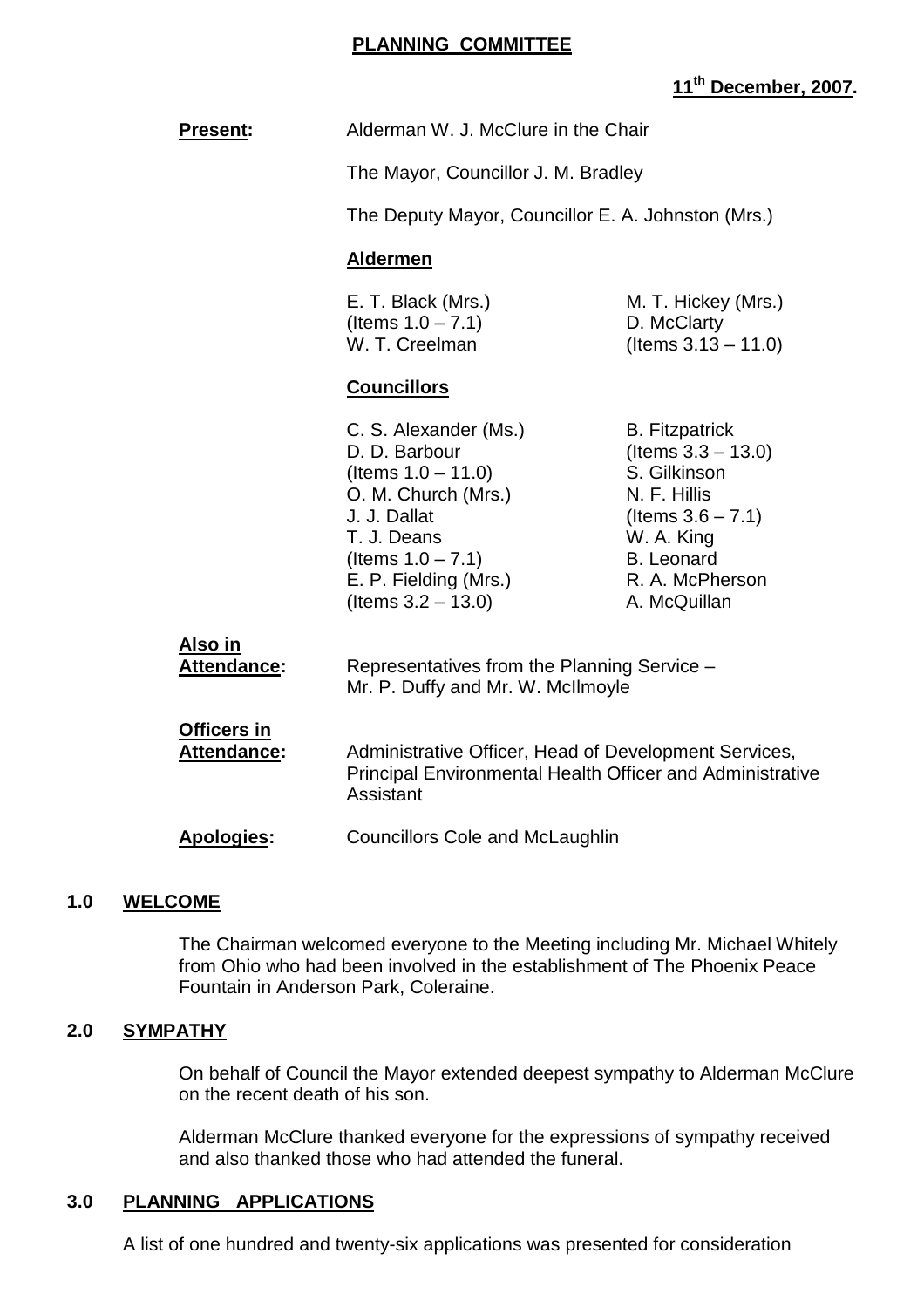# PLANNING COMMITTEE

**11th December, 2007.**

**Present:** Alderman W. J. McClure in the Chair

The Mayor, Councillor J. M. Bradley

The Deputy Mayor, Councillor E. A. Johnston (Mrs.)

**Aldermen**

E. T. Black (Mrs.) (Items 1.0 – 7.1)
W. T. Creelman
M. T. Hickey (Mrs.)
D. McClarty (Items 3.13 – 11.0)

**Councillors**

C. S. Alexander (Ms.)
D. D. Barbour (Items 1.0 – 11.0)
O. M. Church (Mrs.)
J. J. Dallat
T. J. Deans (Items 1.0 – 7.1)
E. P. Fielding (Mrs.) (Items 3.2 – 13.0)
B. Fitzpatrick (Items 3.3 – 13.0)
S. Gilkinson
N. F. Hillis (Items 3.6 – 7.1)
W. A. King
B. Leonard
R. A. McPherson
A. McQuillan

**Also in Attendance:** Representatives from the Planning Service – Mr. P. Duffy and Mr. W. McIlmoyle

**Officers in Attendance:** Administrative Officer, Head of Development Services, Principal Environmental Health Officer and Administrative Assistant

**Apologies:** Councillors Cole and McLaughlin

## 1.0 WELCOME

The Chairman welcomed everyone to the Meeting including Mr. Michael Whitely from Ohio who had been involved in the establishment of The Phoenix Peace Fountain in Anderson Park, Coleraine.

## 2.0 SYMPATHY

On behalf of Council the Mayor extended deepest sympathy to Alderman McClure on the recent death of his son.

Alderman McClure thanked everyone for the expressions of sympathy received and also thanked those who had attended the funeral.

## 3.0 PLANNING APPLICATIONS

A list of one hundred and twenty-six applications was presented for consideration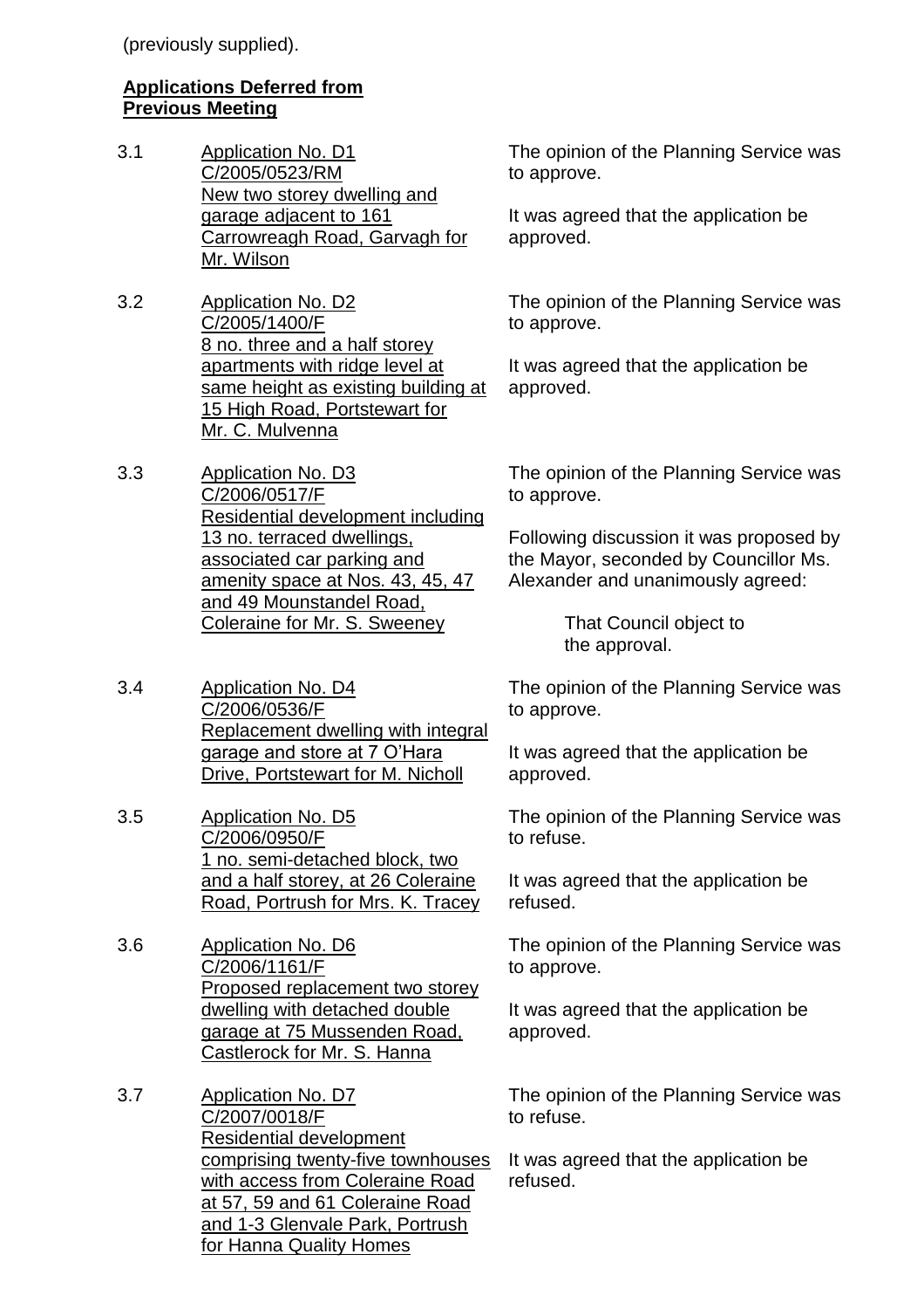(previously supplied).

**Applications Deferred from Previous Meeting**

3.1 Application No. D1
C/2005/0523/RM
New two storey dwelling and garage adjacent to 161 Carrowreagh Road, Garvagh for Mr. Wilson

The opinion of the Planning Service was to approve.

It was agreed that the application be approved.

3.2 Application No. D2
C/2005/1400/F
8 no. three and a half storey apartments with ridge level at same height as existing building at 15 High Road, Portstewart for Mr. C. Mulvenna

The opinion of the Planning Service was to approve.

It was agreed that the application be approved.

3.3 Application No. D3
C/2006/0517/F
Residential development including 13 no. terraced dwellings, associated car parking and amenity space at Nos. 43, 45, 47 and 49 Mounstandel Road, Coleraine for Mr. S. Sweeney

The opinion of the Planning Service was to approve.

Following discussion it was proposed by the Mayor, seconded by Councillor Ms. Alexander and unanimously agreed:

> That Council object to the approval.

3.4 Application No. D4
C/2006/0536/F
Replacement dwelling with integral garage and store at 7 O'Hara Drive, Portstewart for M. Nicholl

The opinion of the Planning Service was to approve.

It was agreed that the application be approved.

3.5 Application No. D5
C/2006/0950/F
1 no. semi-detached block, two and a half storey, at 26 Coleraine Road, Portrush for Mrs. K. Tracey

The opinion of the Planning Service was to refuse.

It was agreed that the application be refused.

3.6 Application No. D6
C/2006/1161/F
Proposed replacement two storey dwelling with detached double garage at 75 Mussenden Road, Castlerock for Mr. S. Hanna

The opinion of the Planning Service was to approve.

It was agreed that the application be approved.

3.7 Application No. D7
C/2007/0018/F
Residential development comprising twenty-five townhouses with access from Coleraine Road at 57, 59 and 61 Coleraine Road and 1-3 Glenvale Park, Portrush for Hanna Quality Homes

The opinion of the Planning Service was to refuse.

It was agreed that the application be refused.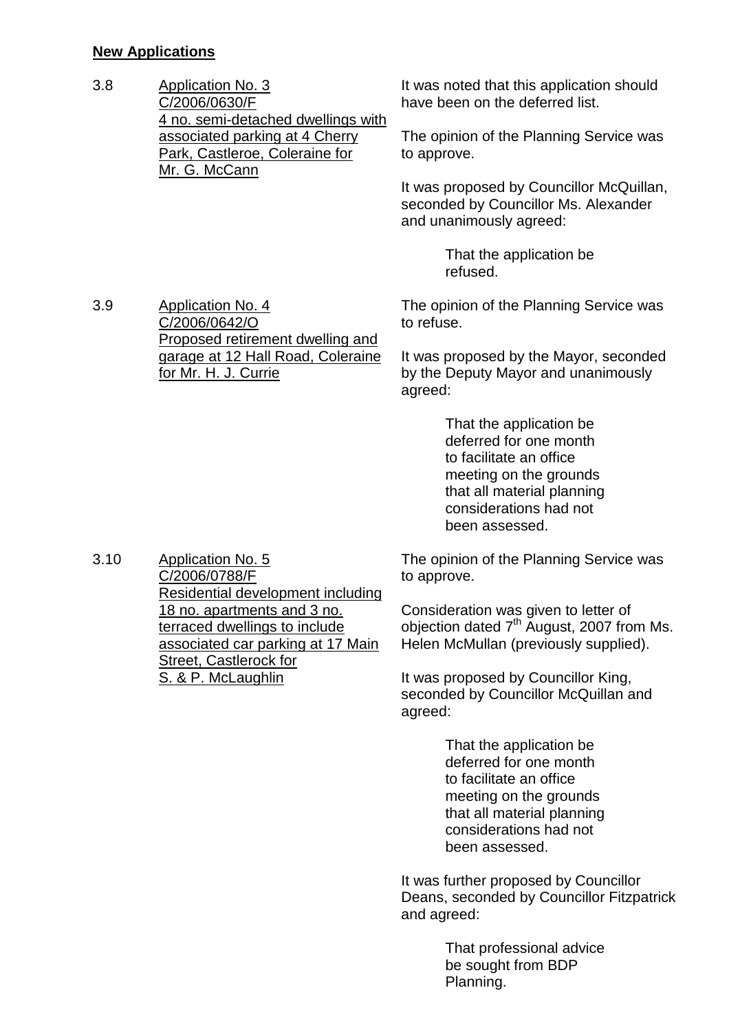**New Applications**

3.8 Application No. 3
C/2006/0630/F
4 no. semi-detached dwellings with associated parking at 4 Cherry Park, Castleroe, Coleraine for Mr. G. McCann

It was noted that this application should have been on the deferred list.

The opinion of the Planning Service was to approve.

It was proposed by Councillor McQuillan, seconded by Councillor Ms. Alexander and unanimously agreed:

> That the application be refused.

3.9 Application No. 4
C/2006/0642/O
Proposed retirement dwelling and garage at 12 Hall Road, Coleraine for Mr. H. J. Currie

The opinion of the Planning Service was to refuse.

It was proposed by the Mayor, seconded by the Deputy Mayor and unanimously agreed:

> That the application be deferred for one month to facilitate an office meeting on the grounds that all material planning considerations had not been assessed.

3.10 Application No. 5
C/2006/0788/F
Residential development including 18 no. apartments and 3 no. terraced dwellings to include associated car parking at 17 Main Street, Castlerock for S. & P. McLaughlin

The opinion of the Planning Service was to approve.

Consideration was given to letter of objection dated 7th August, 2007 from Ms. Helen McMullan (previously supplied).

It was proposed by Councillor King, seconded by Councillor McQuillan and agreed:

> That the application be deferred for one month to facilitate an office meeting on the grounds that all material planning considerations had not been assessed.

It was further proposed by Councillor Deans, seconded by Councillor Fitzpatrick and agreed:

> That professional advice be sought from BDP Planning.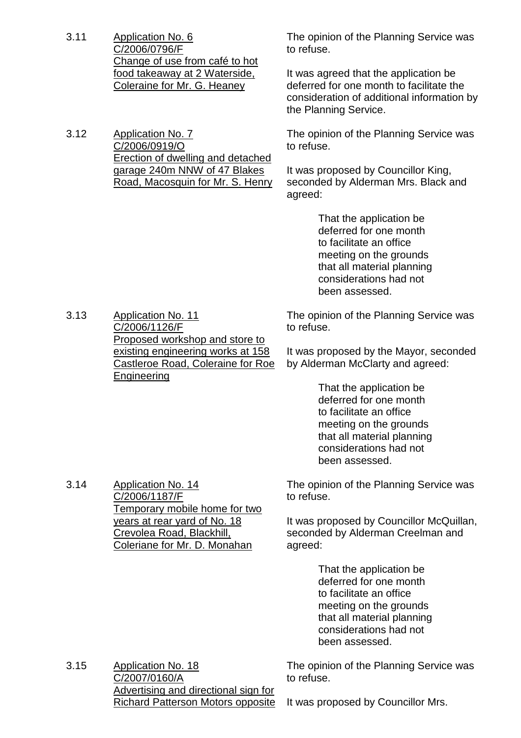3.11 <u>Application No. 6</u>
<u>C/2006/0796/F</u>
<u>Change of use from café to hot food takeaway at 2 Waterside, Coleraine for Mr. G. Heaney</u>

The opinion of the Planning Service was to refuse.

It was agreed that the application be deferred for one month to facilitate the consideration of additional information by the Planning Service.

3.12 <u>Application No. 7</u>
<u>C/2006/0919/O</u>
<u>Erection of dwelling and detached garage 240m NNW of 47 Blakes Road, Macosquin for Mr. S. Henry</u>

The opinion of the Planning Service was to refuse.

It was proposed by Councillor King, seconded by Alderman Mrs. Black and agreed:

> That the application be deferred for one month to facilitate an office meeting on the grounds that all material planning considerations had not been assessed.

3.13 <u>Application No. 11</u>
<u>C/2006/1126/F</u>
<u>Proposed workshop and store to existing engineering works at 158 Castleroe Road, Coleraine for Roe Engineering</u>

The opinion of the Planning Service was to refuse.

It was proposed by the Mayor, seconded by Alderman McClarty and agreed:

> That the application be deferred for one month to facilitate an office meeting on the grounds that all material planning considerations had not been assessed.

3.14 <u>Application No. 14</u>
<u>C/2006/1187/F</u>
<u>Temporary mobile home for two years at rear yard of No. 18 Crevolea Road, Blackhill, Coleriane for Mr. D. Monahan</u>

The opinion of the Planning Service was to refuse.

It was proposed by Councillor McQuillan, seconded by Alderman Creelman and agreed:

> That the application be deferred for one month to facilitate an office meeting on the grounds that all material planning considerations had not been assessed.

3.15 <u>Application No. 18</u>
<u>C/2007/0160/A</u>
<u>Advertising and directional sign for Richard Patterson Motors opposite</u>

The opinion of the Planning Service was to refuse.

It was proposed by Councillor Mrs.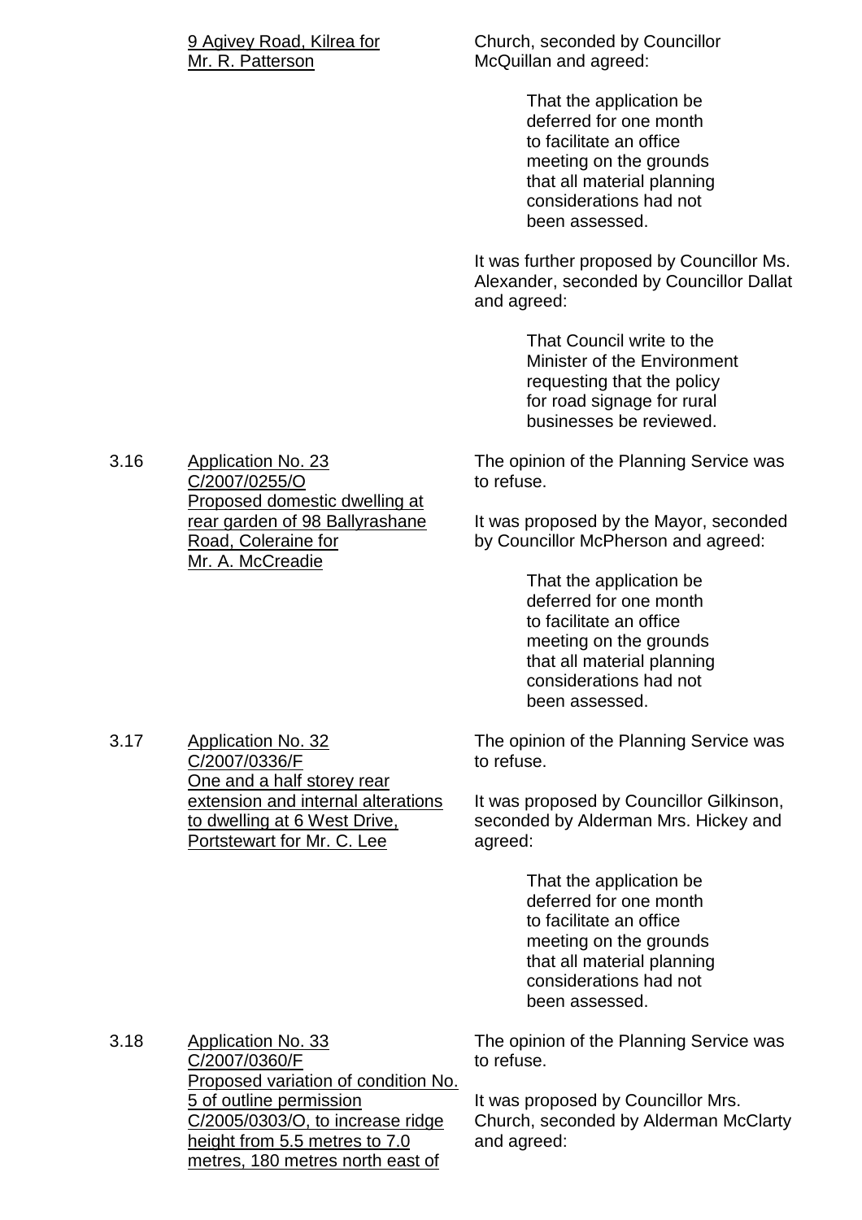9 Agivey Road, Kilrea for Mr. R. Patterson

Church, seconded by Councillor McQuillan and agreed:

> That the application be deferred for one month to facilitate an office meeting on the grounds that all material planning considerations had not been assessed.

It was further proposed by Councillor Ms. Alexander, seconded by Councillor Dallat and agreed:

> That Council write to the Minister of the Environment requesting that the policy for road signage for rural businesses be reviewed.

3.16 Application No. 23 C/2007/0255/O Proposed domestic dwelling at rear garden of 98 Ballyrashane Road, Coleraine for Mr. A. McCreadie

The opinion of the Planning Service was to refuse.

It was proposed by the Mayor, seconded by Councillor McPherson and agreed:

> That the application be deferred for one month to facilitate an office meeting on the grounds that all material planning considerations had not been assessed.

3.17 Application No. 32 C/2007/0336/F One and a half storey rear extension and internal alterations to dwelling at 6 West Drive, Portstewart for Mr. C. Lee

The opinion of the Planning Service was to refuse.

It was proposed by Councillor Gilkinson, seconded by Alderman Mrs. Hickey and agreed:

> That the application be deferred for one month to facilitate an office meeting on the grounds that all material planning considerations had not been assessed.

3.18 Application No. 33 C/2007/0360/F Proposed variation of condition No. 5 of outline permission C/2005/0303/O, to increase ridge height from 5.5 metres to 7.0 metres, 180 metres north east of

The opinion of the Planning Service was to refuse.

It was proposed by Councillor Mrs. Church, seconded by Alderman McClarty and agreed: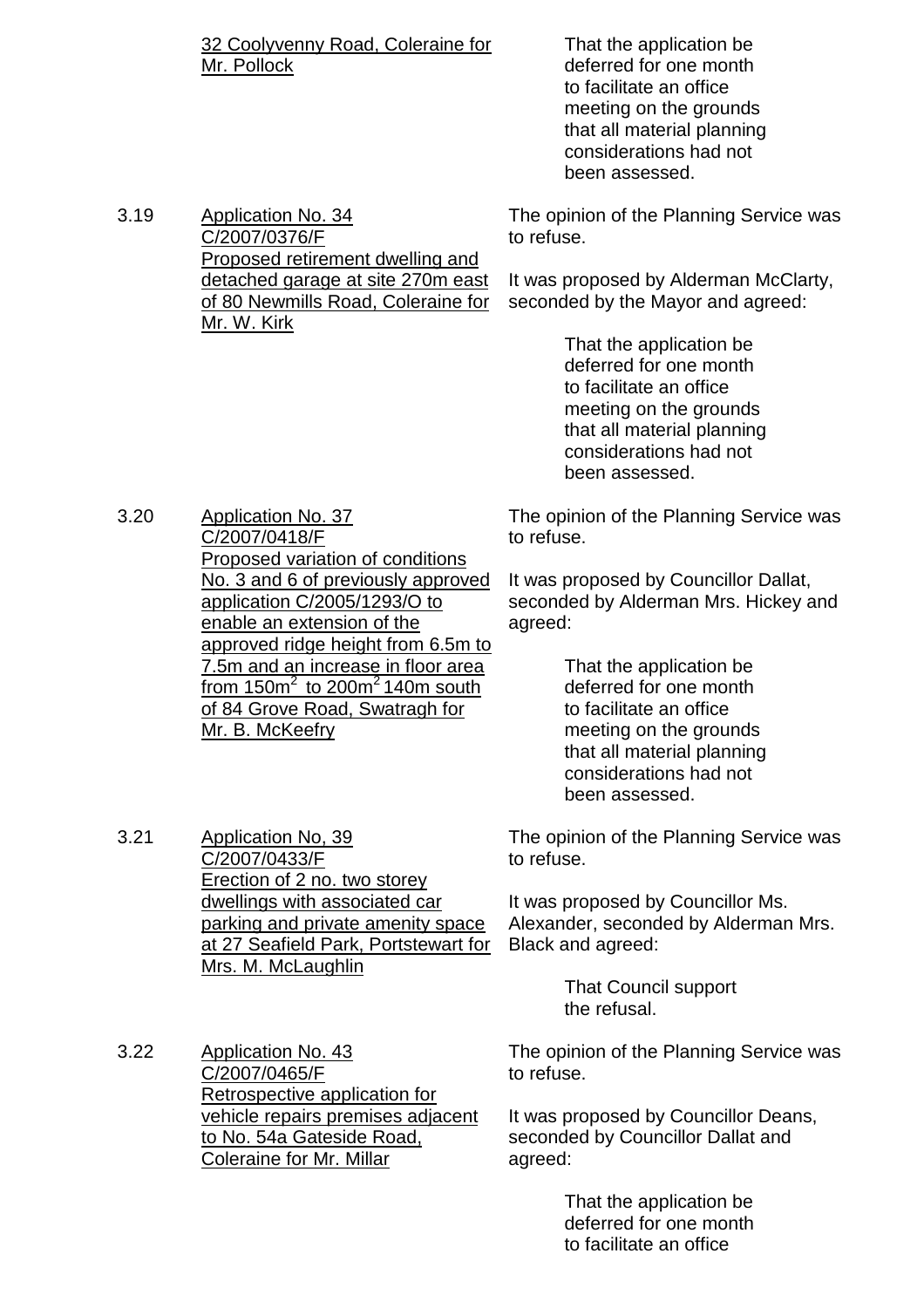32 Coolyvenny Road, Coleraine for Mr. Pollock

> That the application be deferred for one month to facilitate an office meeting on the grounds that all material planning considerations had not been assessed.

3.19 Application No. 34
C/2007/0376/F
Proposed retirement dwelling and detached garage at site 270m east of 80 Newmills Road, Coleraine for Mr. W. Kirk

The opinion of the Planning Service was to refuse.

It was proposed by Alderman McClarty, seconded by the Mayor and agreed:

> That the application be deferred for one month to facilitate an office meeting on the grounds that all material planning considerations had not been assessed.

3.20 Application No. 37
C/2007/0418/F
Proposed variation of conditions No. 3 and 6 of previously approved application C/2005/1293/O to enable an extension of the approved ridge height from 6.5m to 7.5m and an increase in floor area from 150m$^2$ to 200m$^2$ 140m south of 84 Grove Road, Swatragh for Mr. B. McKeefry

The opinion of the Planning Service was to refuse.

It was proposed by Councillor Dallat, seconded by Alderman Mrs. Hickey and agreed:

> That the application be deferred for one month to facilitate an office meeting on the grounds that all material planning considerations had not been assessed.

3.21 Application No, 39
C/2007/0433/F
Erection of 2 no. two storey dwellings with associated car parking and private amenity space at 27 Seafield Park, Portstewart for Mrs. M. McLaughlin

The opinion of the Planning Service was to refuse.

It was proposed by Councillor Ms. Alexander, seconded by Alderman Mrs. Black and agreed:

> That Council support the refusal.

3.22 Application No. 43
C/2007/0465/F
Retrospective application for vehicle repairs premises adjacent to No. 54a Gateside Road, Coleraine for Mr. Millar

The opinion of the Planning Service was to refuse.

It was proposed by Councillor Deans, seconded by Councillor Dallat and agreed:

> That the application be deferred for one month to facilitate an office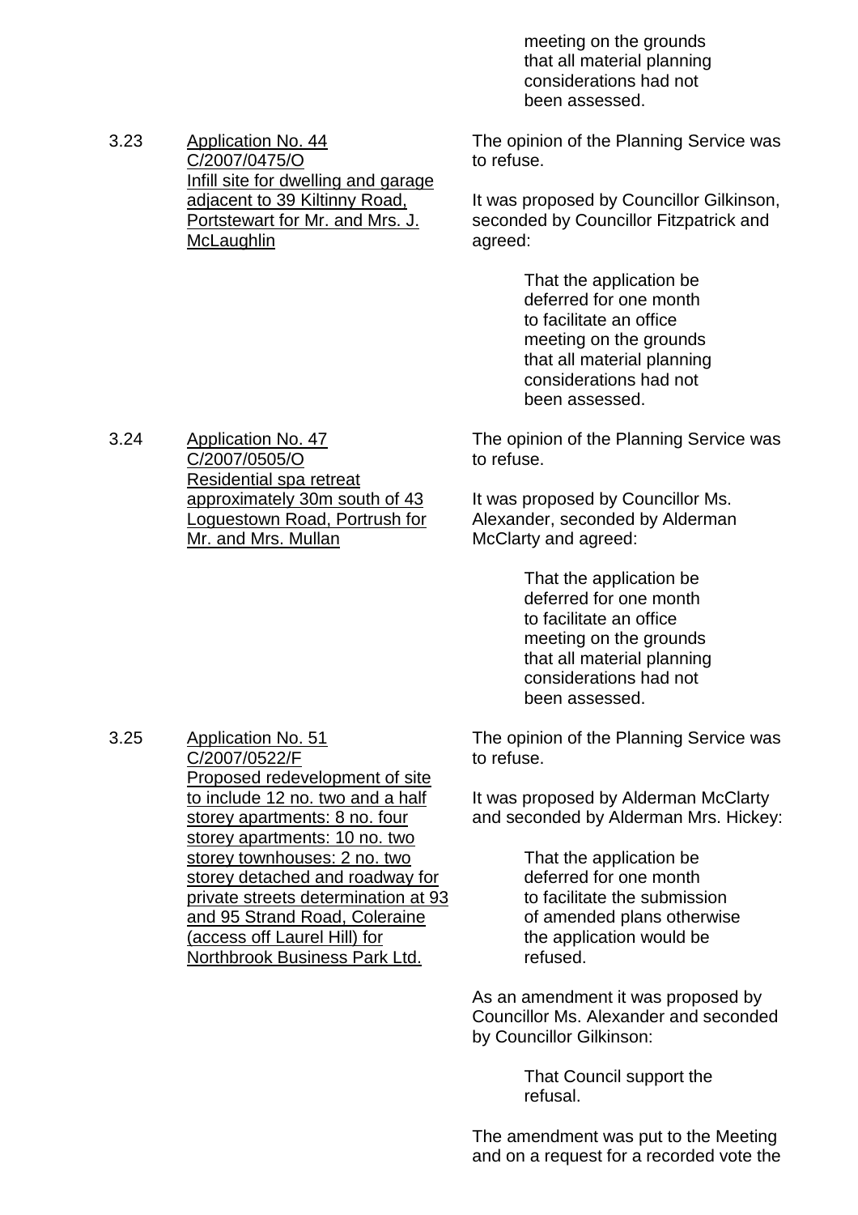meeting on the grounds that all material planning considerations had not been assessed.

3.23 <u>Application No. 44 C/2007/0475/O Infill site for dwelling and garage adjacent to 39 Kiltinny Road, Portstewart for Mr. and Mrs. J. McLaughlin</u>

The opinion of the Planning Service was to refuse.

It was proposed by Councillor Gilkinson, seconded by Councillor Fitzpatrick and agreed:

> That the application be deferred for one month to facilitate an office meeting on the grounds that all material planning considerations had not been assessed.

3.24 <u>Application No. 47 C/2007/0505/O Residential spa retreat approximately 30m south of 43 Loguestown Road, Portrush for Mr. and Mrs. Mullan</u>

The opinion of the Planning Service was to refuse.

It was proposed by Councillor Ms. Alexander, seconded by Alderman McClarty and agreed:

> That the application be deferred for one month to facilitate an office meeting on the grounds that all material planning considerations had not been assessed.

3.25 <u>Application No. 51 C/2007/0522/F Proposed redevelopment of site to include 12 no. two and a half storey apartments: 8 no. four storey apartments: 10 no. two storey townhouses: 2 no. two storey detached and roadway for private streets determination at 93 and 95 Strand Road, Coleraine (access off Laurel Hill) for Northbrook Business Park Ltd.</u>

The opinion of the Planning Service was to refuse.

It was proposed by Alderman McClarty and seconded by Alderman Mrs. Hickey:

> That the application be deferred for one month to facilitate the submission of amended plans otherwise the application would be refused.

As an amendment it was proposed by Councillor Ms. Alexander and seconded by Councillor Gilkinson:

> That Council support the refusal.

The amendment was put to the Meeting and on a request for a recorded vote the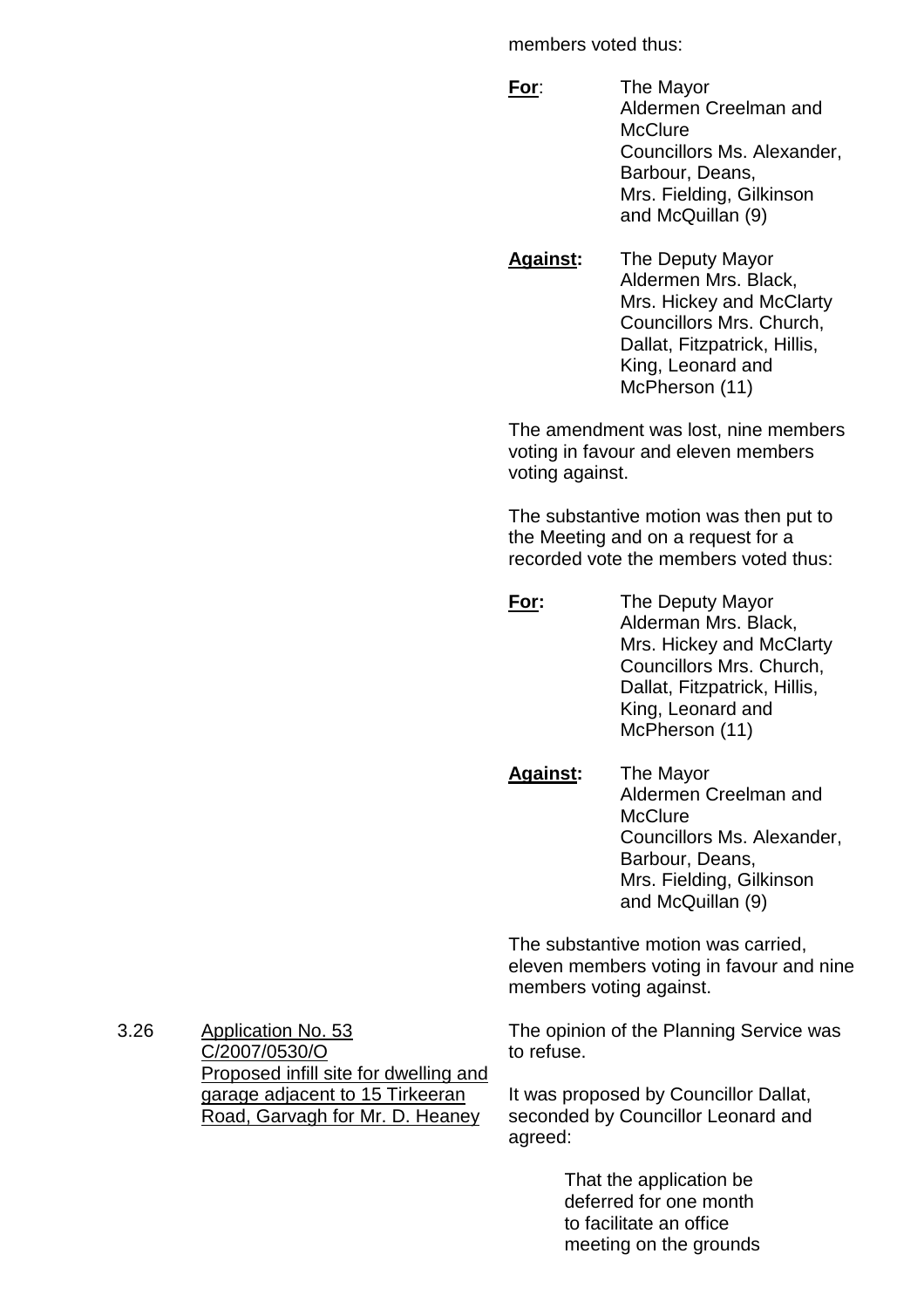members voted thus:

**For**: The Mayor
Aldermen Creelman and McClure
Councillors Ms. Alexander, Barbour, Deans, Mrs. Fielding, Gilkinson and McQuillan (9)

**Against:** The Deputy Mayor
Aldermen Mrs. Black, Mrs. Hickey and McClarty
Councillors Mrs. Church, Dallat, Fitzpatrick, Hillis, King, Leonard and McPherson (11)

The amendment was lost, nine members voting in favour and eleven members voting against.

The substantive motion was then put to the Meeting and on a request for a recorded vote the members voted thus:

**For:** The Deputy Mayor
Alderman Mrs. Black, Mrs. Hickey and McClarty
Councillors Mrs. Church, Dallat, Fitzpatrick, Hillis, King, Leonard and McPherson (11)

**Against:** The Mayor
Aldermen Creelman and McClure
Councillors Ms. Alexander, Barbour, Deans, Mrs. Fielding, Gilkinson and McQuillan (9)

The substantive motion was carried, eleven members voting in favour and nine members voting against.

3.26 Application No. 53
C/2007/0530/O
Proposed infill site for dwelling and garage adjacent to 15 Tirkeeran Road, Garvagh for Mr. D. Heaney

The opinion of the Planning Service was to refuse.

It was proposed by Councillor Dallat, seconded by Councillor Leonard and agreed:

> That the application be deferred for one month to facilitate an office meeting on the grounds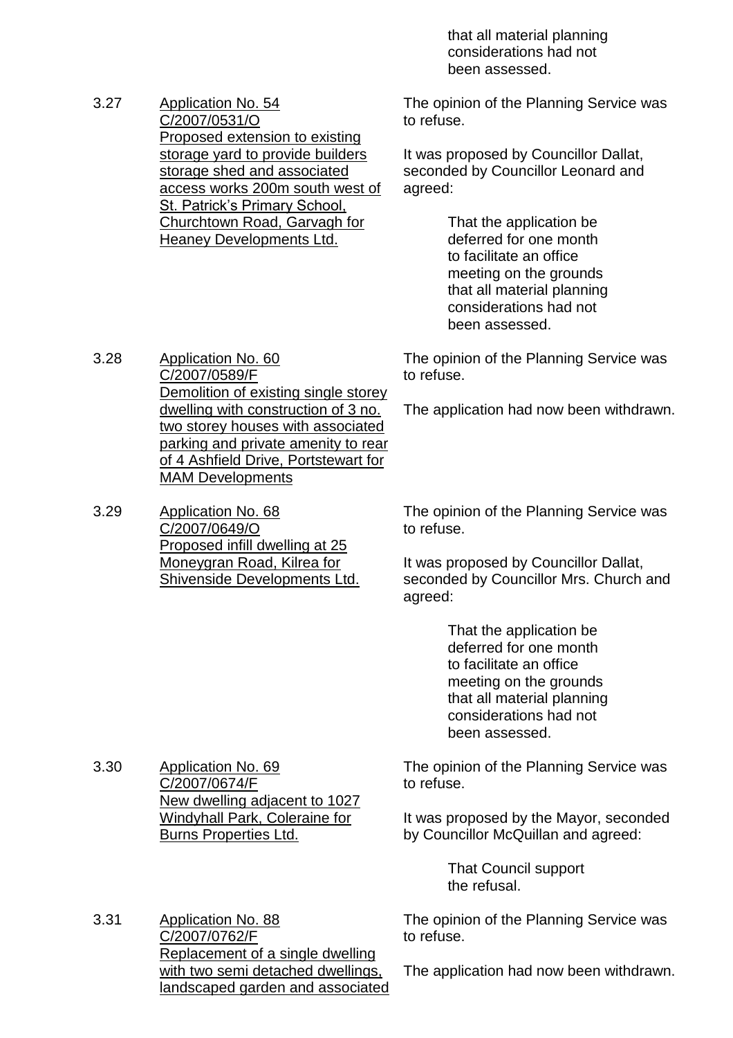that all material planning considerations had not been assessed.

3.27 <u>Application No. 54 C/2007/0531/O Proposed extension to existing storage yard to provide builders storage shed and associated access works 200m south west of St. Patrick's Primary School, Churchtown Road, Garvagh for Heaney Developments Ltd.</u>

The opinion of the Planning Service was to refuse.

It was proposed by Councillor Dallat, seconded by Councillor Leonard and agreed:

> That the application be deferred for one month to facilitate an office meeting on the grounds that all material planning considerations had not been assessed.

3.28 <u>Application No. 60 C/2007/0589/F Demolition of existing single storey dwelling with construction of 3 no. two storey houses with associated parking and private amenity to rear of 4 Ashfield Drive, Portstewart for MAM Developments</u>

The opinion of the Planning Service was to refuse.

The application had now been withdrawn.

3.29 <u>Application No. 68 C/2007/0649/O Proposed infill dwelling at 25 Moneygran Road, Kilrea for Shivenside Developments Ltd.</u>

The opinion of the Planning Service was to refuse.

It was proposed by Councillor Dallat, seconded by Councillor Mrs. Church and agreed:

> That the application be deferred for one month to facilitate an office meeting on the grounds that all material planning considerations had not been assessed.

3.30 <u>Application No. 69 C/2007/0674/F New dwelling adjacent to 1027 Windyhall Park, Coleraine for Burns Properties Ltd.</u>

The opinion of the Planning Service was to refuse.

It was proposed by the Mayor, seconded by Councillor McQuillan and agreed:

> That Council support the refusal.

3.31 <u>Application No. 88 C/2007/0762/F Replacement of a single dwelling with two semi detached dwellings, landscaped garden and associated</u>

The opinion of the Planning Service was to refuse.

The application had now been withdrawn.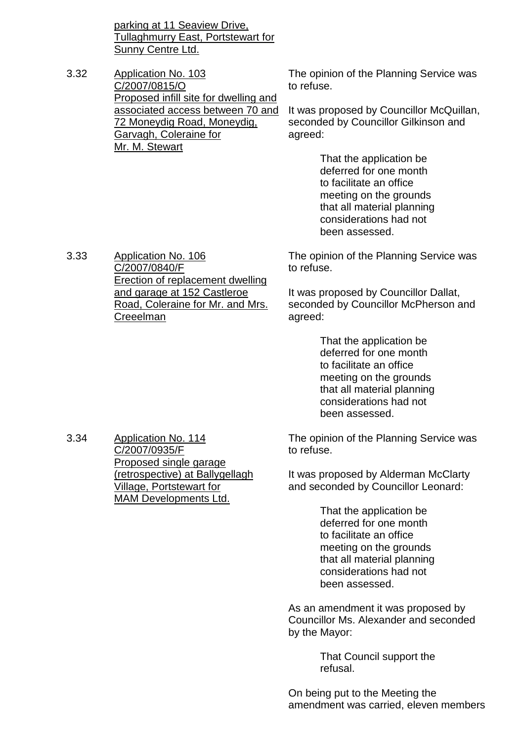parking at 11 Seaview Drive, Tullaghmurry East, Portstewart for Sunny Centre Ltd.

3.32 Application No. 103 C/2007/0815/O Proposed infill site for dwelling and associated access between 70 and 72 Moneydig Road, Moneydig, Garvagh, Coleraine for Mr. M. Stewart

The opinion of the Planning Service was to refuse.

It was proposed by Councillor McQuillan, seconded by Councillor Gilkinson and agreed:

> That the application be deferred for one month to facilitate an office meeting on the grounds that all material planning considerations had not been assessed.

3.33 Application No. 106 C/2007/0840/F Erection of replacement dwelling and garage at 152 Castleroe Road, Coleraine for Mr. and Mrs. Creeelman

The opinion of the Planning Service was to refuse.

It was proposed by Councillor Dallat, seconded by Councillor McPherson and agreed:

> That the application be deferred for one month to facilitate an office meeting on the grounds that all material planning considerations had not been assessed.

3.34 Application No. 114 C/2007/0935/F Proposed single garage (retrospective) at Ballygellagh Village, Portstewart for MAM Developments Ltd.

The opinion of the Planning Service was to refuse.

It was proposed by Alderman McClarty and seconded by Councillor Leonard:

> That the application be deferred for one month to facilitate an office meeting on the grounds that all material planning considerations had not been assessed.

As an amendment it was proposed by Councillor Ms. Alexander and seconded by the Mayor:

> That Council support the refusal.

On being put to the Meeting the amendment was carried, eleven members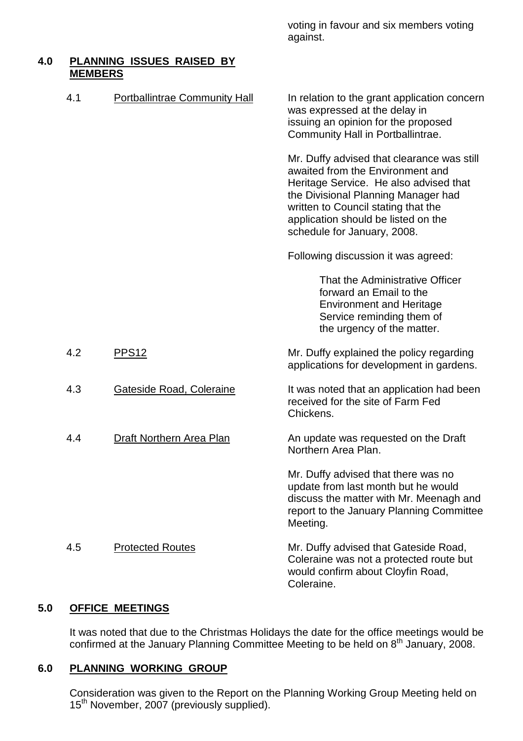voting in favour and six members voting against.

## 4.0 PLANNING ISSUES RAISED BY MEMBERS

**4.1 Portballintrae Community Hall**

In relation to the grant application concern was expressed at the delay in issuing an opinion for the proposed Community Hall in Portballintrae.

Mr. Duffy advised that clearance was still awaited from the Environment and Heritage Service. He also advised that the Divisional Planning Manager had written to Council stating that the application should be listed on the schedule for January, 2008.

Following discussion it was agreed:

> That the Administrative Officer forward an Email to the Environment and Heritage Service reminding them of the urgency of the matter.

**4.2 PPS12**

Mr. Duffy explained the policy regarding applications for development in gardens.

**4.3 Gateside Road, Coleraine**

It was noted that an application had been received for the site of Farm Fed Chickens.

**4.4 Draft Northern Area Plan**

An update was requested on the Draft Northern Area Plan.

Mr. Duffy advised that there was no update from last month but he would discuss the matter with Mr. Meenagh and report to the January Planning Committee Meeting.

**4.5 Protected Routes**

Mr. Duffy advised that Gateside Road, Coleraine was not a protected route but would confirm about Cloyfin Road, Coleraine.

## 5.0 OFFICE MEETINGS

It was noted that due to the Christmas Holidays the date for the office meetings would be confirmed at the January Planning Committee Meeting to be held on 8th January, 2008.

## 6.0 PLANNING WORKING GROUP

Consideration was given to the Report on the Planning Working Group Meeting held on 15th November, 2007 (previously supplied).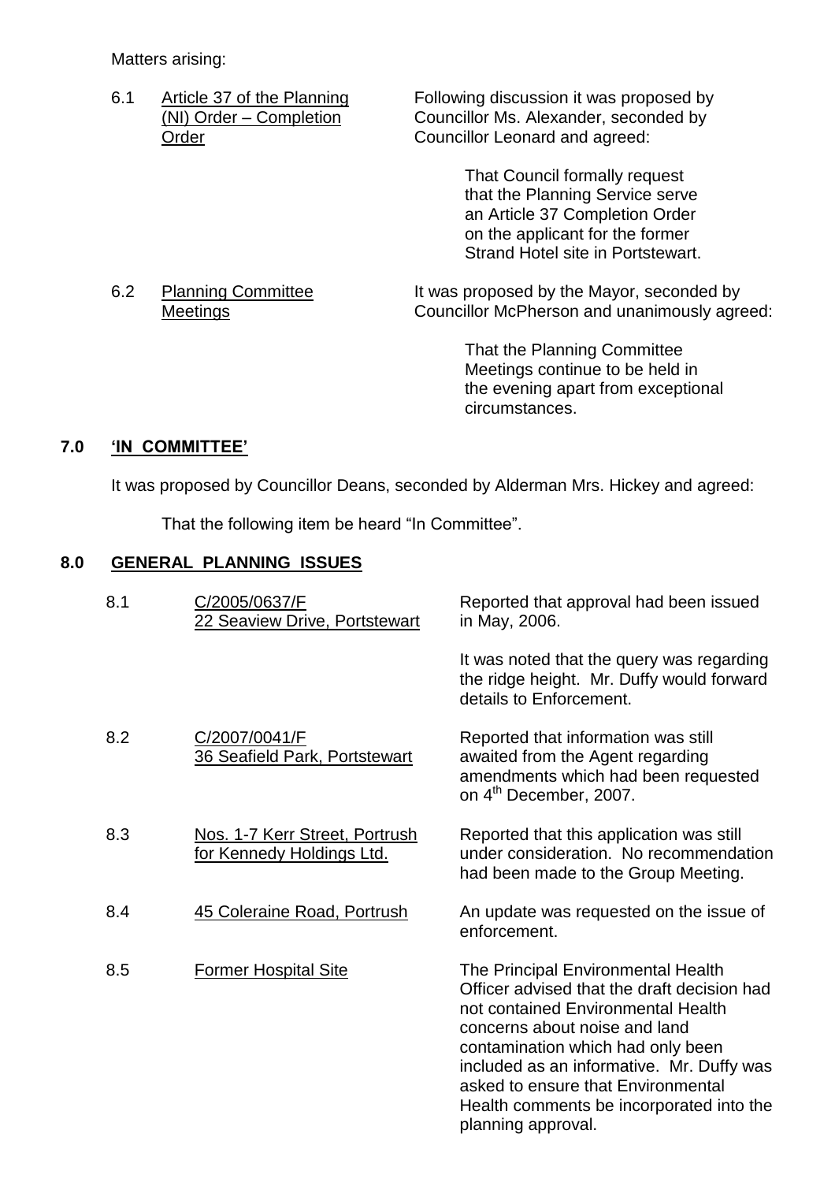Matters arising:

| | | |
|---|---|---|
| 6.1 | Article 37 of the Planning (NI) Order – Completion Order | Following discussion it was proposed by Councillor Ms. Alexander, seconded by Councillor Leonard and agreed:<br><br>That Council formally request that the Planning Service serve an Article 37 Completion Order on the applicant for the former Strand Hotel site in Portstewart. |
| 6.2 | Planning Committee Meetings | It was proposed by the Mayor, seconded by Councillor McPherson and unanimously agreed:<br><br>That the Planning Committee Meetings continue to be held in the evening apart from exceptional circumstances. |

## 7.0 'IN COMMITTEE'

It was proposed by Councillor Deans, seconded by Alderman Mrs. Hickey and agreed:

That the following item be heard "In Committee".

## 8.0 GENERAL PLANNING ISSUES

| | | |
|---|---|---|
| 8.1 | C/2005/0637/F<br>22 Seaview Drive, Portstewart | Reported that approval had been issued in May, 2006.<br><br>It was noted that the query was regarding the ridge height. Mr. Duffy would forward details to Enforcement. |
| 8.2 | C/2007/0041/F<br>36 Seafield Park, Portstewart | Reported that information was still awaited from the Agent regarding amendments which had been requested on 4th December, 2007. |
| 8.3 | Nos. 1-7 Kerr Street, Portrush for Kennedy Holdings Ltd. | Reported that this application was still under consideration. No recommendation had been made to the Group Meeting. |
| 8.4 | 45 Coleraine Road, Portrush | An update was requested on the issue of enforcement. |
| 8.5 | Former Hospital Site | The Principal Environmental Health Officer advised that the draft decision had not contained Environmental Health concerns about noise and land contamination which had only been included as an informative. Mr. Duffy was asked to ensure that Environmental Health comments be incorporated into the planning approval. |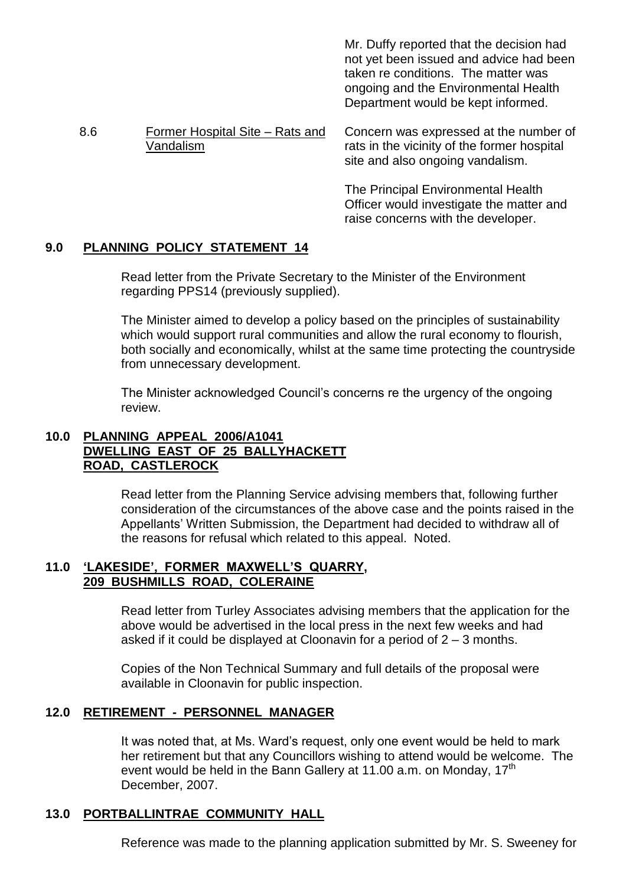Mr. Duffy reported that the decision had not yet been issued and advice had been taken re conditions. The matter was ongoing and the Environmental Health Department would be kept informed.

8.6 Former Hospital Site – Rats and Vandalism

Concern was expressed at the number of rats in the vicinity of the former hospital site and also ongoing vandalism.

The Principal Environmental Health Officer would investigate the matter and raise concerns with the developer.

## 9.0 PLANNING POLICY STATEMENT 14

Read letter from the Private Secretary to the Minister of the Environment regarding PPS14 (previously supplied).

The Minister aimed to develop a policy based on the principles of sustainability which would support rural communities and allow the rural economy to flourish, both socially and economically, whilst at the same time protecting the countryside from unnecessary development.

The Minister acknowledged Council's concerns re the urgency of the ongoing review.

## 10.0 PLANNING APPEAL 2006/A1041 DWELLING EAST OF 25 BALLYHACKETT ROAD, CASTLEROCK

Read letter from the Planning Service advising members that, following further consideration of the circumstances of the above case and the points raised in the Appellants' Written Submission, the Department had decided to withdraw all of the reasons for refusal which related to this appeal. Noted.

## 11.0 'LAKESIDE', FORMER MAXWELL'S QUARRY, 209 BUSHMILLS ROAD, COLERAINE

Read letter from Turley Associates advising members that the application for the above would be advertised in the local press in the next few weeks and had asked if it could be displayed at Cloonavin for a period of 2 – 3 months.

Copies of the Non Technical Summary and full details of the proposal were available in Cloonavin for public inspection.

## 12.0 RETIREMENT - PERSONNEL MANAGER

It was noted that, at Ms. Ward's request, only one event would be held to mark her retirement but that any Councillors wishing to attend would be welcome. The event would be held in the Bann Gallery at 11.00 a.m. on Monday, 17th December, 2007.

## 13.0 PORTBALLINTRAE COMMUNITY HALL

Reference was made to the planning application submitted by Mr. S. Sweeney for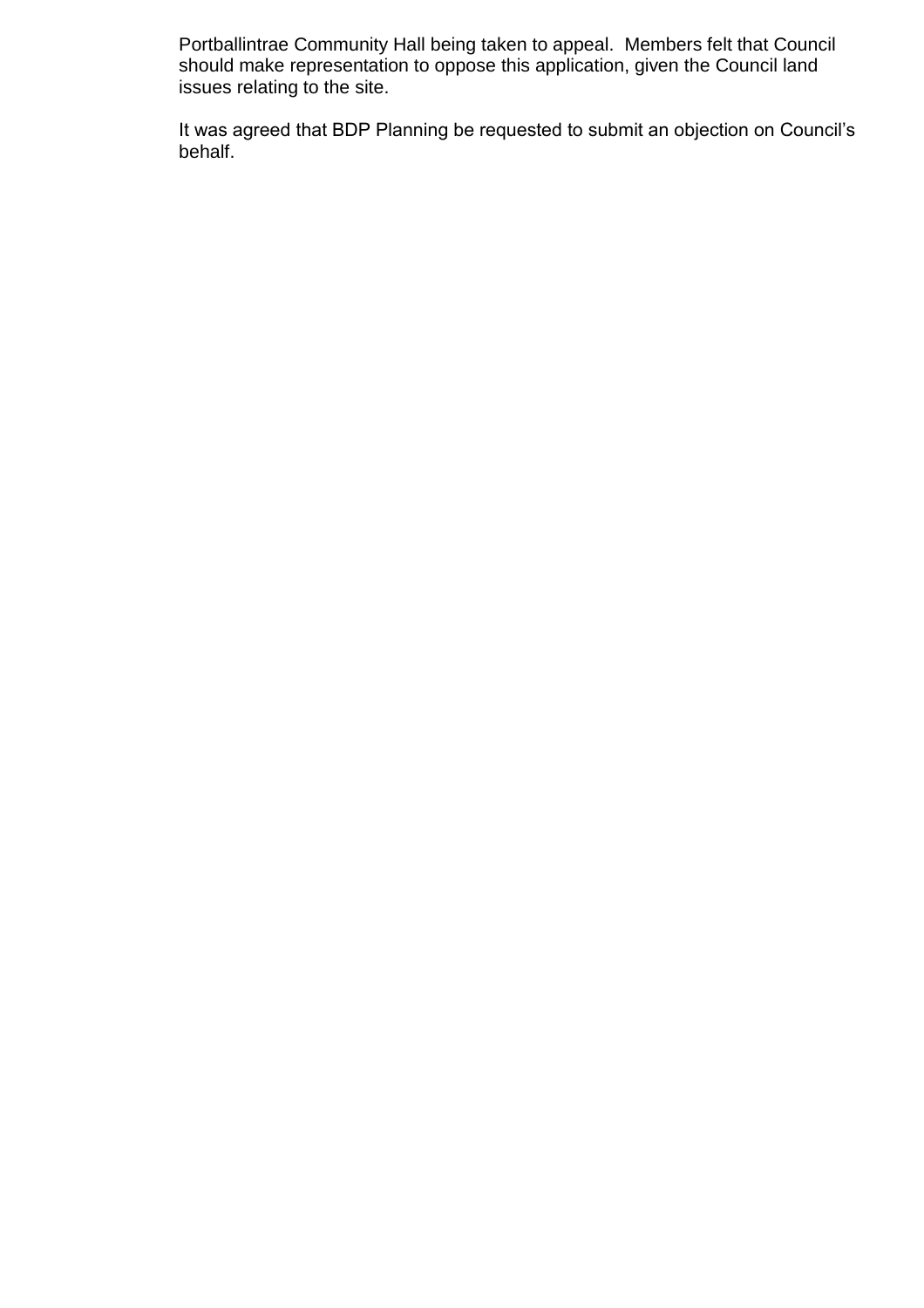Portballintrae Community Hall being taken to appeal. Members felt that Council should make representation to oppose this application, given the Council land issues relating to the site.

It was agreed that BDP Planning be requested to submit an objection on Council's behalf.